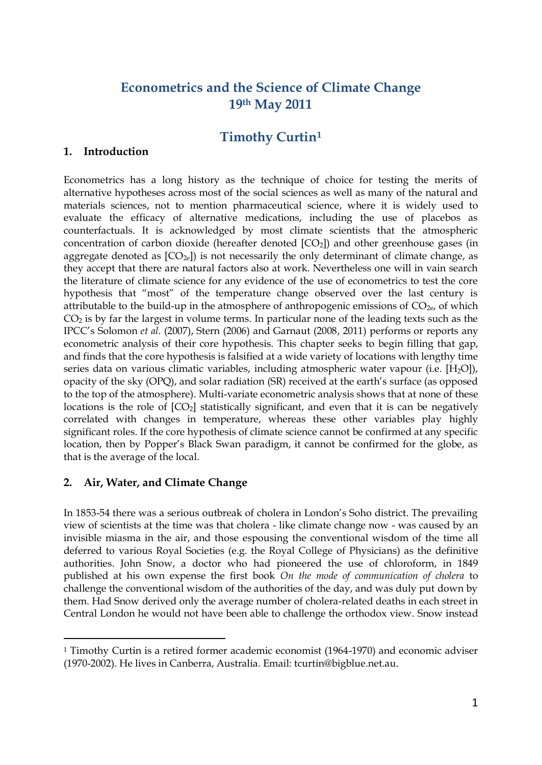# Econometrics and the Science of Climate Change 19th May 2011

## Timothy Curtin[1]

### 1. Introduction

Econometrics has a long history as the technique of choice for testing the merits of alternative hypotheses across most of the social sciences as well as many of the natural and materials sciences, not to mention pharmaceutical science, where it is widely used to evaluate the efficacy of alternative medications, including the use of placebos as counterfactuals. It is acknowledged by most climate scientists that the atmospheric concentration of carbon dioxide (hereafter denoted $[CO_2]$) and other greenhouse gases (in aggregate denoted as $[CO_{2e}]$) is not necessarily the only determinant of climate change, as they accept that there are natural factors also at work. Nevertheless one will in vain search the literature of climate science for any evidence of the use of econometrics to test the core hypothesis that "most" of the temperature change observed over the last century is attributable to the build-up in the atmosphere of anthropogenic emissions of $CO_{2e}$, of which $CO_2$ is by far the largest in volume terms. In particular none of the leading texts such as the IPCC's Solomon *et al*. (2007), Stern (2006) and Garnaut (2008, 2011) performs or reports any econometric analysis of their core hypothesis. This chapter seeks to begin filling that gap, and finds that the core hypothesis is falsified at a wide variety of locations with lengthy time series data on various climatic variables, including atmospheric water vapour (i.e. $[H_2O]$), opacity of the sky (OPQ), and solar radiation (SR) received at the earth's surface (as opposed to the top of the atmosphere). Multi-variate econometric analysis shows that at none of these locations is the role of $[CO_2]$ statistically significant, and even that it is can be negatively correlated with changes in temperature, whereas these other variables play highly significant roles. If the core hypothesis of climate science cannot be confirmed at any specific location, then by Popper's Black Swan paradigm, it cannot be confirmed for the globe, as that is the average of the local.

### 2. Air, Water, and Climate Change

In 1853-54 there was a serious outbreak of cholera in London's Soho district. The prevailing view of scientists at the time was that cholera - like climate change now - was caused by an invisible miasma in the air, and those espousing the conventional wisdom of the time all deferred to various Royal Societies (e.g. the Royal College of Physicians) as the definitive authorities. John Snow, a doctor who had pioneered the use of chloroform, in 1849 published at his own expense the first book *On the mode of communication of cholera* to challenge the conventional wisdom of the authorities of the day, and was duly put down by them. Had Snow derived only the average number of cholera-related deaths in each street in Central London he would not have been able to challenge the orthodox view. Snow instead

---

[1] Timothy Curtin is a retired former academic economist (1964-1970) and economic adviser (1970-2002). He lives in Canberra, Australia. Email: tcurtin@bigblue.net.au.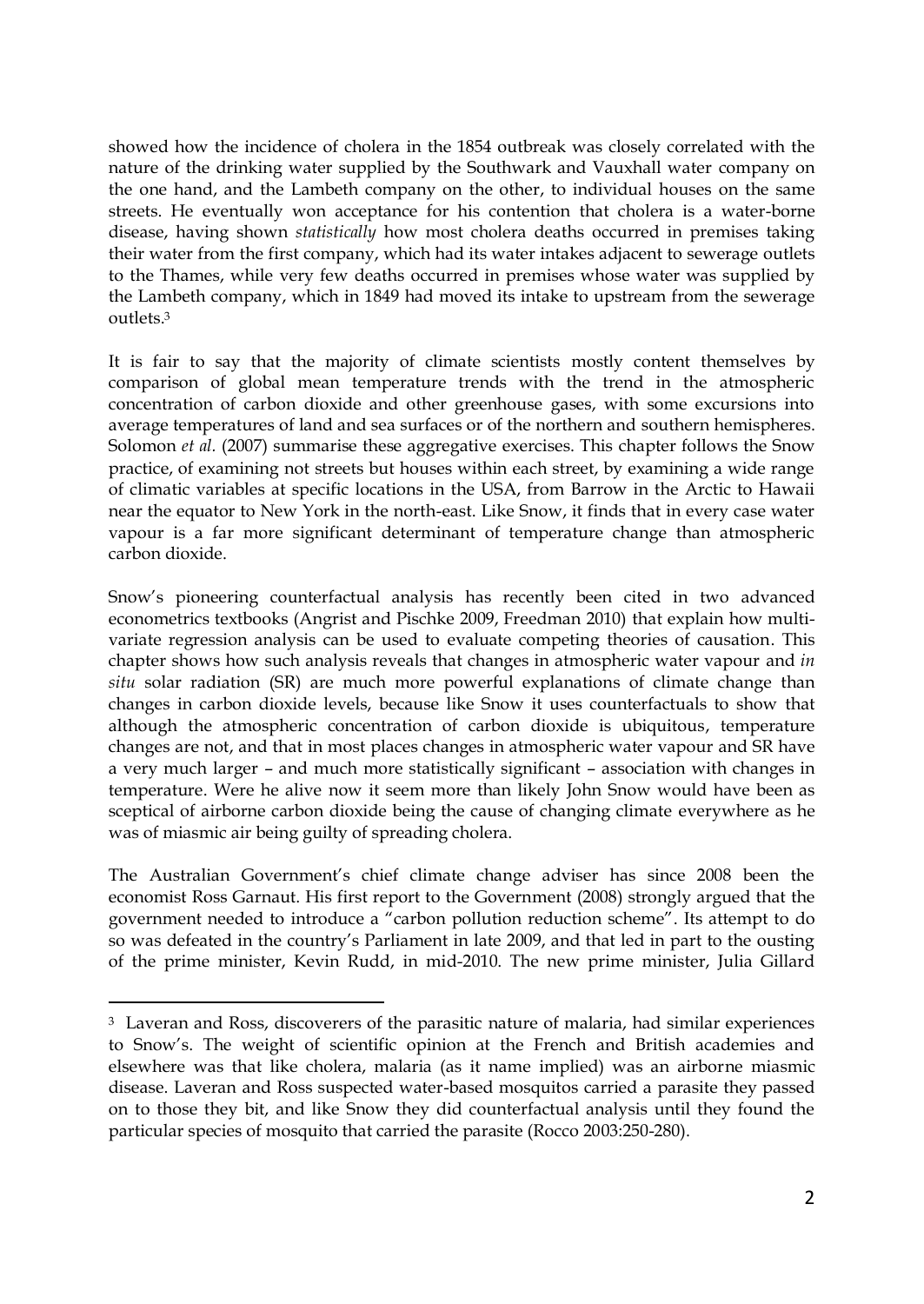showed how the incidence of cholera in the 1854 outbreak was closely correlated with the nature of the drinking water supplied by the Southwark and Vauxhall water company on the one hand, and the Lambeth company on the other, to individual houses on the same streets. He eventually won acceptance for his contention that cholera is a water-borne disease, having shown *statistically* how most cholera deaths occurred in premises taking their water from the first company, which had its water intakes adjacent to sewerage outlets to the Thames, while very few deaths occurred in premises whose water was supplied by the Lambeth company, which in 1849 had moved its intake to upstream from the sewerage outlets.[3]

It is fair to say that the majority of climate scientists mostly content themselves by comparison of global mean temperature trends with the trend in the atmospheric concentration of carbon dioxide and other greenhouse gases, with some excursions into average temperatures of land and sea surfaces or of the northern and southern hemispheres. Solomon *et al.* (2007) summarise these aggregative exercises. This chapter follows the Snow practice, of examining not streets but houses within each street, by examining a wide range of climatic variables at specific locations in the USA, from Barrow in the Arctic to Hawaii near the equator to New York in the north-east. Like Snow, it finds that in every case water vapour is a far more significant determinant of temperature change than atmospheric carbon dioxide.

Snow's pioneering counterfactual analysis has recently been cited in two advanced econometrics textbooks (Angrist and Pischke 2009, Freedman 2010) that explain how multi-variate regression analysis can be used to evaluate competing theories of causation. This chapter shows how such analysis reveals that changes in atmospheric water vapour and *in situ* solar radiation (SR) are much more powerful explanations of climate change than changes in carbon dioxide levels, because like Snow it uses counterfactuals to show that although the atmospheric concentration of carbon dioxide is ubiquitous, temperature changes are not, and that in most places changes in atmospheric water vapour and SR have a very much larger – and much more statistically significant – association with changes in temperature. Were he alive now it seem more than likely John Snow would have been as sceptical of airborne carbon dioxide being the cause of changing climate everywhere as he was of miasmic air being guilty of spreading cholera.

The Australian Government's chief climate change adviser has since 2008 been the economist Ross Garnaut. His first report to the Government (2008) strongly argued that the government needed to introduce a "carbon pollution reduction scheme". Its attempt to do so was defeated in the country's Parliament in late 2009, and that led in part to the ousting of the prime minister, Kevin Rudd, in mid-2010. The new prime minister, Julia Gillard

---

[3] Laveran and Ross, discoverers of the parasitic nature of malaria, had similar experiences to Snow's. The weight of scientific opinion at the French and British academies and elsewhere was that like cholera, malaria (as it name implied) was an airborne miasmic disease. Laveran and Ross suspected water-based mosquitos carried a parasite they passed on to those they bit, and like Snow they did counterfactual analysis until they found the particular species of mosquito that carried the parasite (Rocco 2003:250-280).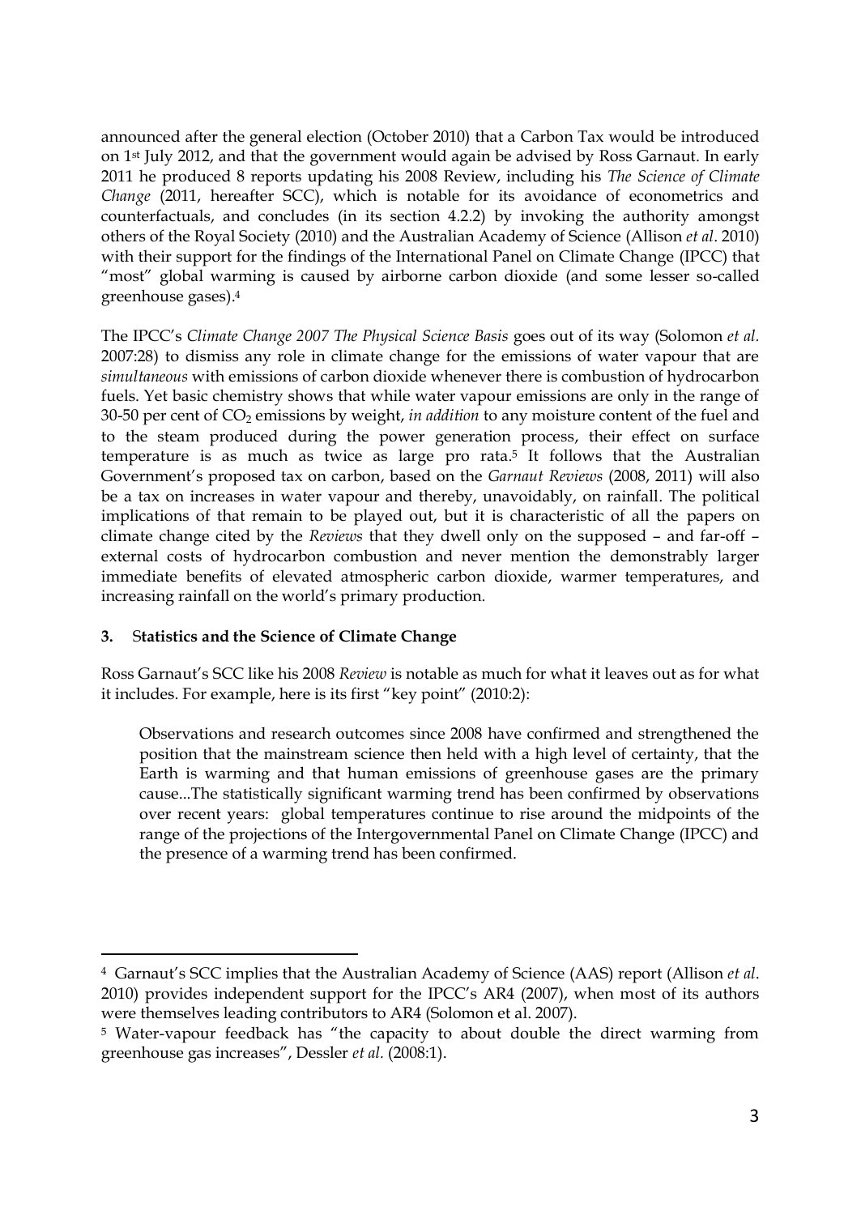announced after the general election (October 2010) that a Carbon Tax would be introduced on 1st July 2012, and that the government would again be advised by Ross Garnaut. In early 2011 he produced 8 reports updating his 2008 Review, including his *The Science of Climate Change* (2011, hereafter SCC), which is notable for its avoidance of econometrics and counterfactuals, and concludes (in its section 4.2.2) by invoking the authority amongst others of the Royal Society (2010) and the Australian Academy of Science (Allison *et al*. 2010) with their support for the findings of the International Panel on Climate Change (IPCC) that "most" global warming is caused by airborne carbon dioxide (and some lesser so-called greenhouse gases).[4]

The IPCC's *Climate Change 2007 The Physical Science Basis* goes out of its way (Solomon *et al.* 2007:28) to dismiss any role in climate change for the emissions of water vapour that are *simultaneous* with emissions of carbon dioxide whenever there is combustion of hydrocarbon fuels. Yet basic chemistry shows that while water vapour emissions are only in the range of 30-50 per cent of $CO_2$ emissions by weight, *in addition* to any moisture content of the fuel and to the steam produced during the power generation process, their effect on surface temperature is as much as twice as large pro rata.[5] It follows that the Australian Government's proposed tax on carbon, based on the *Garnaut Reviews* (2008, 2011) will also be a tax on increases in water vapour and thereby, unavoidably, on rainfall. The political implications of that remain to be played out, but it is characteristic of all the papers on climate change cited by the *Reviews* that they dwell only on the supposed – and far-off – external costs of hydrocarbon combustion and never mention the demonstrably larger immediate benefits of elevated atmospheric carbon dioxide, warmer temperatures, and increasing rainfall on the world's primary production.

## 3. Statistics and the Science of Climate Change

Ross Garnaut's SCC like his 2008 *Review* is notable as much for what it leaves out as for what it includes. For example, here is its first "key point" (2010:2):

> Observations and research outcomes since 2008 have confirmed and strengthened the position that the mainstream science then held with a high level of certainty, that the Earth is warming and that human emissions of greenhouse gases are the primary cause...The statistically significant warming trend has been confirmed by observations over recent years: global temperatures continue to rise around the midpoints of the range of the projections of the Intergovernmental Panel on Climate Change (IPCC) and the presence of a warming trend has been confirmed.

---

[4] Garnaut's SCC implies that the Australian Academy of Science (AAS) report (Allison *et al*. 2010) provides independent support for the IPCC's AR4 (2007), when most of its authors were themselves leading contributors to AR4 (Solomon et al. 2007).

[5] Water-vapour feedback has "the capacity to about double the direct warming from greenhouse gas increases", Dessler *et al.* (2008:1).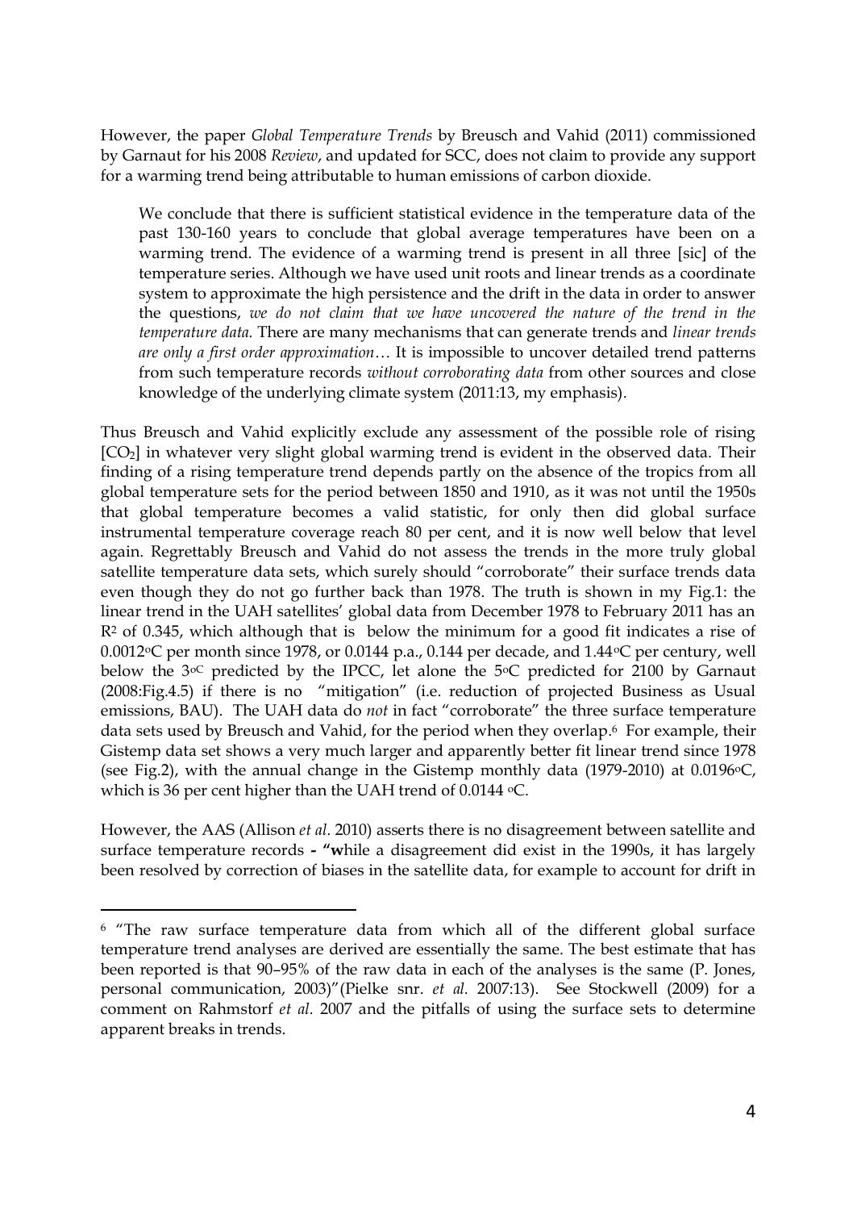However, the paper *Global Temperature Trends* by Breusch and Vahid (2011) commissioned by Garnaut for his 2008 *Review*, and updated for SCC, does not claim to provide any support for a warming trend being attributable to human emissions of carbon dioxide.

> We conclude that there is sufficient statistical evidence in the temperature data of the past 130-160 years to conclude that global average temperatures have been on a warming trend. The evidence of a warming trend is present in all three [sic] of the temperature series. Although we have used unit roots and linear trends as a coordinate system to approximate the high persistence and the drift in the data in order to answer the questions, *we do not claim that we have uncovered the nature of the trend in the temperature data.* There are many mechanisms that can generate trends and *linear trends are only a first order approximation*… It is impossible to uncover detailed trend patterns from such temperature records *without corroborating data* from other sources and close knowledge of the underlying climate system (2011:13, my emphasis).

Thus Breusch and Vahid explicitly exclude any assessment of the possible role of rising [$CO_2$] in whatever very slight global warming trend is evident in the observed data. Their finding of a rising temperature trend depends partly on the absence of the tropics from all global temperature sets for the period between 1850 and 1910, as it was not until the 1950s that global temperature becomes a valid statistic, for only then did global surface instrumental temperature coverage reach 80 per cent, and it is now well below that level again. Regrettably Breusch and Vahid do not assess the trends in the more truly global satellite temperature data sets, which surely should "corroborate" their surface trends data even though they do not go further back than 1978. The truth is shown in my Fig.1: the linear trend in the UAH satellites' global data from December 1978 to February 2011 has an $R^2$ of 0.345, which although that is below the minimum for a good fit indicates a rise of 0.0012°C per month since 1978, or 0.0144 p.a., 0.144 per decade, and 1.44°C per century, well below the 3°C predicted by the IPCC, let alone the 5°C predicted for 2100 by Garnaut (2008:Fig.4.5) if there is no "mitigation" (i.e. reduction of projected Business as Usual emissions, BAU). The UAH data do *not* in fact "corroborate" the three surface temperature data sets used by Breusch and Vahid, for the period when they overlap.[6] For example, their Gistemp data set shows a very much larger and apparently better fit linear trend since 1978 (see Fig.2), with the annual change in the Gistemp monthly data (1979-2010) at 0.0196°C, which is 36 per cent higher than the UAH trend of 0.0144 °C.

However, the AAS (Allison *et al.* 2010) asserts there is no disagreement between satellite and surface temperature records **- "w**hile a disagreement did exist in the 1990s, it has largely been resolved by correction of biases in the satellite data, for example to account for drift in

---

[6] "The raw surface temperature data from which all of the different global surface temperature trend analyses are derived are essentially the same. The best estimate that has been reported is that 90–95% of the raw data in each of the analyses is the same (P. Jones, personal communication, 2003)"(Pielke snr. *et al.* 2007:13). See Stockwell (2009) for a comment on Rahmstorf *et al.* 2007 and the pitfalls of using the surface sets to determine apparent breaks in trends.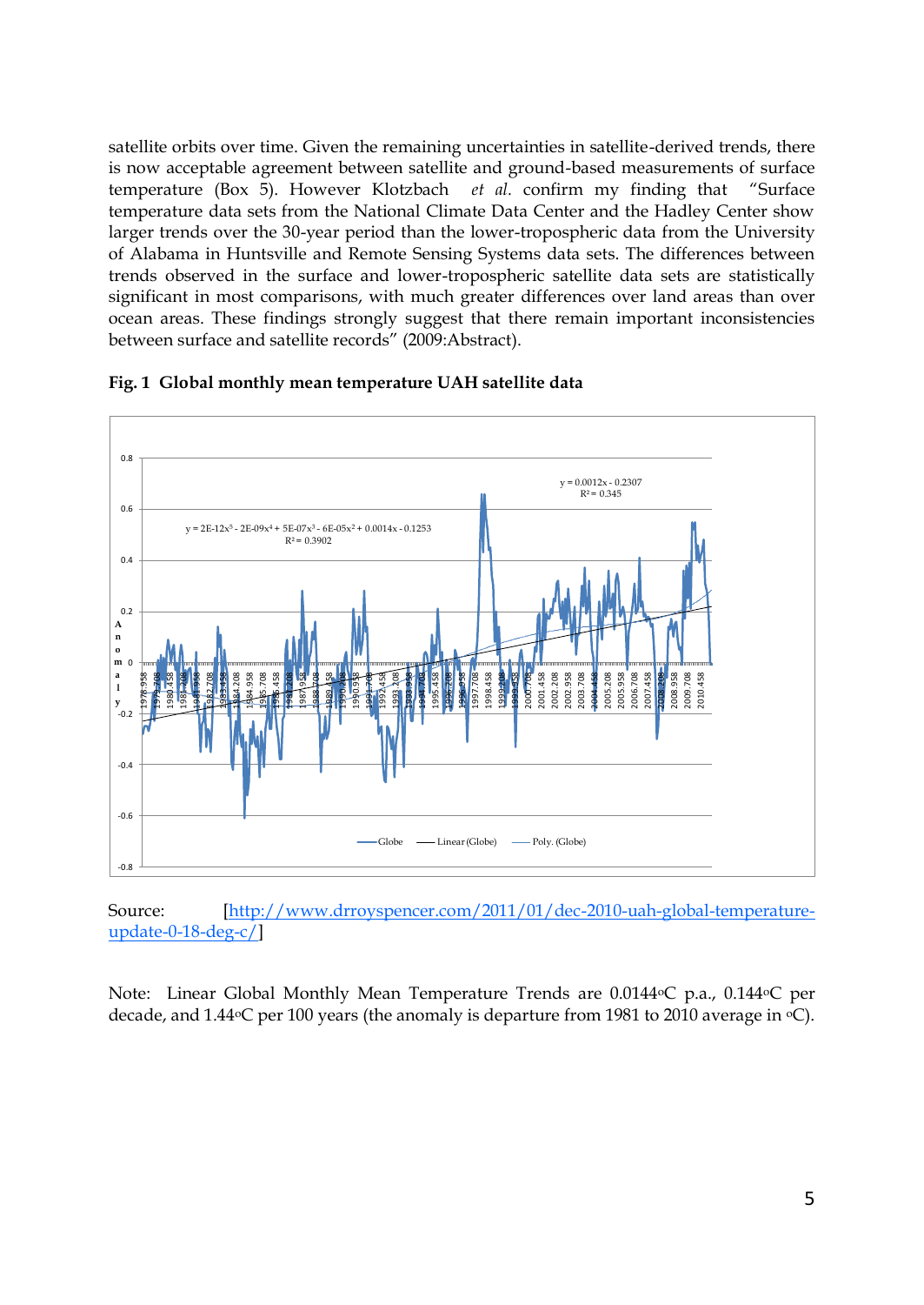satellite orbits over time. Given the remaining uncertainties in satellite-derived trends, there is now acceptable agreement between satellite and ground-based measurements of surface temperature (Box 5). However Klotzbach *et al.* confirm my finding that "Surface temperature data sets from the National Climate Data Center and the Hadley Center show larger trends over the 30-year period than the lower-tropospheric data from the University of Alabama in Huntsville and Remote Sensing Systems data sets. The differences between trends observed in the surface and lower-tropospheric satellite data sets are statistically significant in most comparisons, with much greater differences over land areas than over ocean areas. These findings strongly suggest that there remain important inconsistencies between surface and satellite records" (2009:Abstract).

**Fig. 1 Global monthly mean temperature UAH satellite data**

Source: [http://www.drroyspencer.com/2011/01/dec-2010-uah-global-temperature-update-0-18-deg-c/]

Note: Linear Global Monthly Mean Temperature Trends are 0.0144°C p.a., 0.144°C per decade, and 1.44°C per 100 years (the anomaly is departure from 1981 to 2010 average in °C).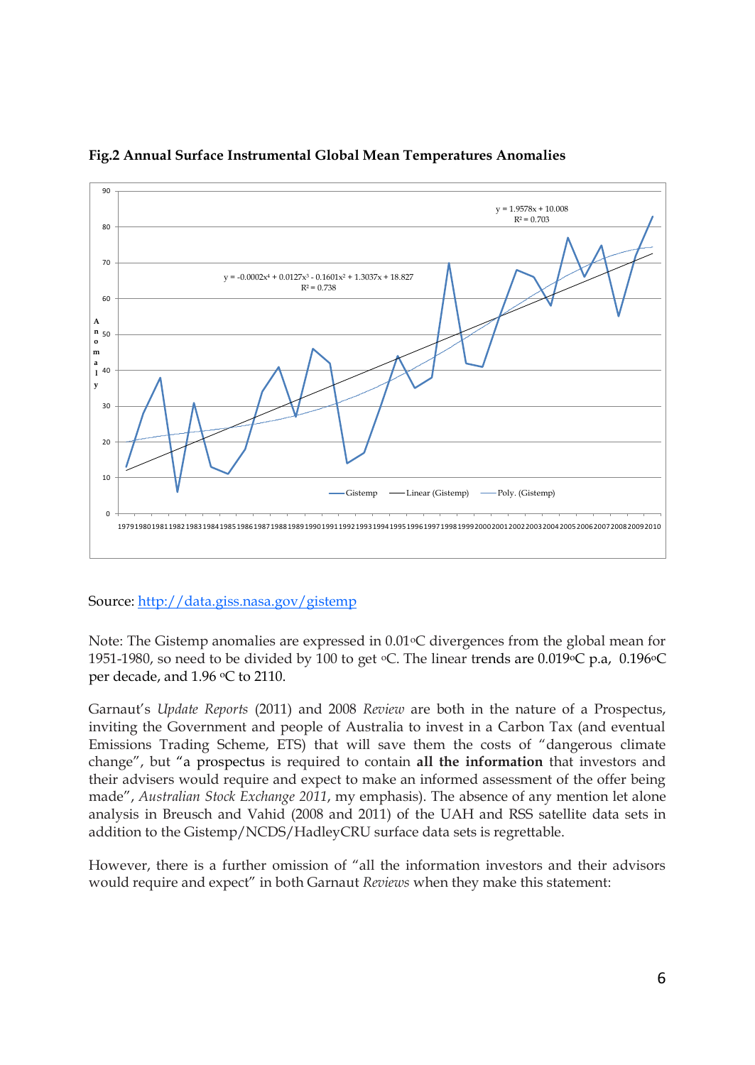**Fig.2 Annual Surface Instrumental Global Mean Temperatures Anomalies**

Source: http://data.giss.nasa.gov/gistemp

Note: The Gistemp anomalies are expressed in 0.01°C divergences from the global mean for 1951-1980, so need to be divided by 100 to get °C. The linear trends are 0.019°C p.a, 0.196°C per decade, and 1.96 °C to 2110.

Garnaut's *Update Reports* (2011) and 2008 *Review* are both in the nature of a Prospectus, inviting the Government and people of Australia to invest in a Carbon Tax (and eventual Emissions Trading Scheme, ETS) that will save them the costs of "dangerous climate change", but "a prospectus is required to contain **all the information** that investors and their advisers would require and expect to make an informed assessment of the offer being made", *Australian Stock Exchange 2011*, my emphasis). The absence of any mention let alone analysis in Breusch and Vahid (2008 and 2011) of the UAH and RSS satellite data sets in addition to the Gistemp/NCDS/HadleyCRU surface data sets is regrettable.

However, there is a further omission of "all the information investors and their advisors would require and expect" in both Garnaut *Reviews* when they make this statement: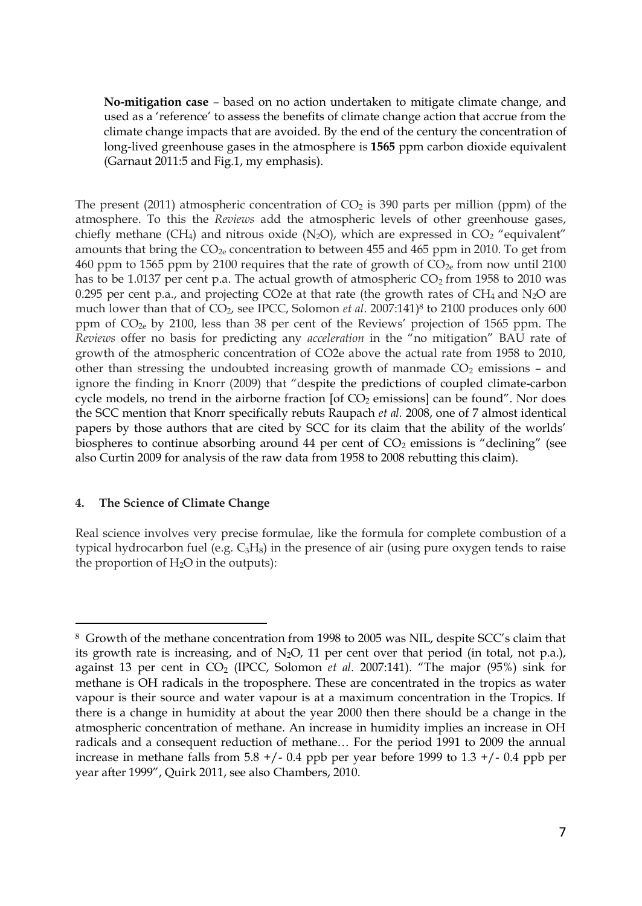> **No-mitigation case** – based on no action undertaken to mitigate climate change, and used as a 'reference' to assess the benefits of climate change action that accrue from the climate change impacts that are avoided. By the end of the century the concentration of long-lived greenhouse gases in the atmosphere is **1565** ppm carbon dioxide equivalent (Garnaut 2011:5 and Fig.1, my emphasis).

The present (2011) atmospheric concentration of $CO_2$ is 390 parts per million (ppm) of the atmosphere. To this the *Reviews* add the atmospheric levels of other greenhouse gases, chiefly methane ($CH_4$) and nitrous oxide ($N_2O$), which are expressed in $CO_2$ "equivalent" amounts that bring the $CO_{2e}$ concentration to between 455 and 465 ppm in 2010. To get from 460 ppm to 1565 ppm by 2100 requires that the rate of growth of $CO_{2e}$ from now until 2100 has to be 1.0137 per cent p.a. The actual growth of atmospheric $CO_2$ from 1958 to 2010 was 0.295 per cent p.a., and projecting CO2e at that rate (the growth rates of $CH_4$ and $N_2O$ are much lower than that of $CO_2$, see IPCC, Solomon *et al*. 2007:141)[8] to 2100 produces only 600 ppm of $CO_{2e}$ by 2100, less than 38 per cent of the Reviews' projection of 1565 ppm. The *Reviews* offer no basis for predicting any *acceleration* in the "no mitigation" BAU rate of growth of the atmospheric concentration of CO2e above the actual rate from 1958 to 2010, other than stressing the undoubted increasing growth of manmade $CO_2$ emissions – and ignore the finding in Knorr (2009) that "despite the predictions of coupled climate-carbon cycle models, no trend in the airborne fraction [of $CO_2$ emissions] can be found". Nor does the SCC mention that Knorr specifically rebuts Raupach *et al.* 2008, one of 7 almost identical papers by those authors that are cited by SCC for its claim that the ability of the worlds' biospheres to continue absorbing around 44 per cent of $CO_2$ emissions is "declining" (see also Curtin 2009 for analysis of the raw data from 1958 to 2008 rebutting this claim).

## 4. The Science of Climate Change

Real science involves very precise formulae, like the formula for complete combustion of a typical hydrocarbon fuel (e.g. $C_3H_8$) in the presence of air (using pure oxygen tends to raise the proportion of $H_2O$ in the outputs):

---

[8] Growth of the methane concentration from 1998 to 2005 was NIL, despite SCC's claim that its growth rate is increasing, and of $N_2O$, 11 per cent over that period (in total, not p.a.), against 13 per cent in $CO_2$ (IPCC, Solomon *et al.* 2007:141). "The major (95%) sink for methane is OH radicals in the troposphere. These are concentrated in the tropics as water vapour is their source and water vapour is at a maximum concentration in the Tropics. If there is a change in humidity at about the year 2000 then there should be a change in the atmospheric concentration of methane. An increase in humidity implies an increase in OH radicals and a consequent reduction of methane… For the period 1991 to 2009 the annual increase in methane falls from 5.8 +/- 0.4 ppb per year before 1999 to 1.3 +/- 0.4 ppb per year after 1999", Quirk 2011, see also Chambers, 2010.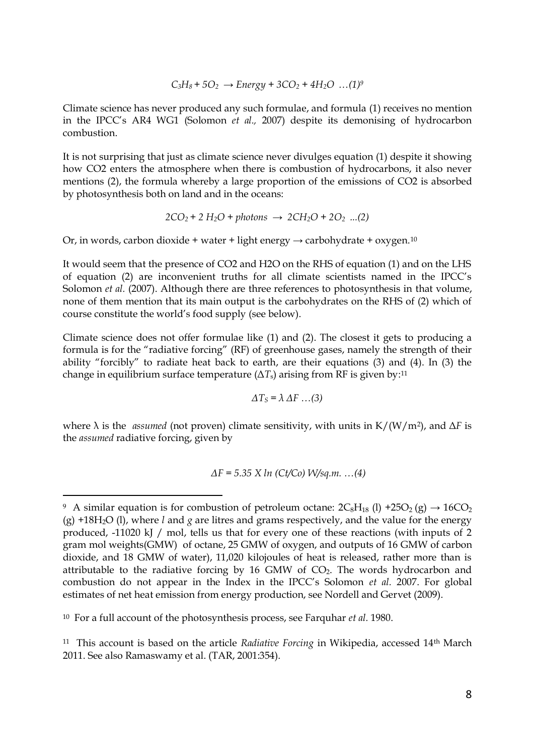$$C_3H_8 + 5O_2 \rightarrow Energy + 3CO_2 + 4H_2O \quad \ldots(1)$$ [9]

Climate science has never produced any such formulae, and formula (1) receives no mention in the IPCC's AR4 WG1 (Solomon *et al.,* 2007) despite its demonising of hydrocarbon combustion.

It is not surprising that just as climate science never divulges equation (1) despite it showing how CO2 enters the atmosphere when there is combustion of hydrocarbons, it also never mentions (2), the formula whereby a large proportion of the emissions of CO2 is absorbed by photosynthesis both on land and in the oceans:

$$2CO_2 + 2\,H_2O + photons \;\rightarrow\; 2CH_2O + 2O_2 \quad ...(2)$$

Or, in words, carbon dioxide + water + light energy → carbohydrate + oxygen.[10]

It would seem that the presence of CO2 and H2O on the RHS of equation (1) and on the LHS of equation (2) are inconvenient truths for all climate scientists named in the IPCC's Solomon *et al.* (2007). Although there are three references to photosynthesis in that volume, none of them mention that its main output is the carbohydrates on the RHS of (2) which of course constitute the world's food supply (see below).

Climate science does not offer formulae like (1) and (2). The closest it gets to producing a formula is for the "radiative forcing" (RF) of greenhouse gases, namely the strength of their ability "forcibly" to radiate heat back to earth, are their equations (3) and (4). In (3) the change in equilibrium surface temperature ($\Delta T_s$) arising from RF is given by:[11]

$$\Delta T_S = \lambda\, \Delta F \quad \ldots(3)$$

where $\lambda$ is the *assumed* (not proven) climate sensitivity, with units in $K/(W/m^2)$, and $\Delta F$ is the *assumed* radiative forcing, given by

$$\Delta F = 5.35 \; X \; \ln\,(Ct/Co) \; W/sq.m. \quad \ldots(4)$$

---

[9] A similar equation is for combustion of petroleum octane: $2C_8H_{18}$ (l) $+25O_2$ (g) $\rightarrow 16CO_2$ (g) $+18H_2O$ (l), where *l* and *g* are litres and grams respectively, and the value for the energy produced, -11020 kJ / mol, tells us that for every one of these reactions (with inputs of 2 gram mol weights(GMW) of octane, 25 GMW of oxygen, and outputs of 16 GMW of carbon dioxide, and 18 GMW of water), 11,020 kilojoules of heat is released, rather more than is attributable to the radiative forcing by 16 GMW of $CO_2$. The words hydrocarbon and combustion do not appear in the Index in the IPCC's Solomon *et al.* 2007. For global estimates of net heat emission from energy production, see Nordell and Gervet (2009).

[10] For a full account of the photosynthesis process, see Farquhar *et al.* 1980.

[11] This account is based on the article *Radiative Forcing* in Wikipedia, accessed 14th March 2011. See also Ramaswamy et al. (TAR, 2001:354).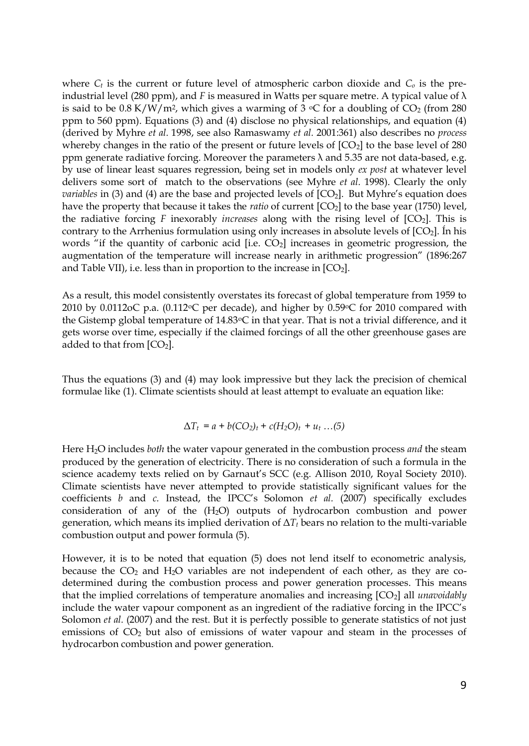where $C_t$ is the current or future level of atmospheric carbon dioxide and $C_o$ is the pre-industrial level (280 ppm), and $F$ is measured in Watts per square metre. A typical value of λ is said to be 0.8 K/W/m$^2$, which gives a warming of 3 $^o$C for a doubling of $CO_2$ (from 280 ppm to 560 ppm). Equations (3) and (4) disclose no physical relationships, and equation (4) (derived by Myhre *et al.* 1998, see also Ramaswamy *et al.* 2001:361) also describes no *process* whereby changes in the ratio of the present or future levels of [$CO_2$] to the base level of 280 ppm generate radiative forcing. Moreover the parameters λ and 5.35 are not data-based, e.g. by use of linear least squares regression, being set in models only *ex post* at whatever level delivers some sort of match to the observations (see Myhre *et al.* 1998). Clearly the only *variables* in (3) and (4) are the base and projected levels of [$CO_2$]. But Myhre's equation does have the property that because it takes the *ratio* of current [$CO_2$] to the base year (1750) level, the radiative forcing $F$ inexorably *increases* along with the rising level of [$CO_2$]. This is contrary to the Arrhenius formulation using only increases in absolute levels of [$CO_2$]. Ín his words "if the quantity of carbonic acid [i.e. $CO_2$] increases in geometric progression, the augmentation of the temperature will increase nearly in arithmetic progression" (1896:267 and Table VII), i.e. less than in proportion to the increase in [$CO_2$].

As a result, this model consistently overstates its forecast of global temperature from 1959 to 2010 by 0.0112oC p.a. (0.112$^o$C per decade), and higher by 0.59$^o$C for 2010 compared with the Gistemp global temperature of 14.83$^o$C in that year. That is not a trivial difference, and it gets worse over time, especially if the claimed forcings of all the other greenhouse gases are added to that from [$CO_2$].

Thus the equations (3) and (4) may look impressive but they lack the precision of chemical formulae like (1). Climate scientists should at least attempt to evaluate an equation like:

$$\Delta T_t = a + b(CO_2)_t + c(H_2O)_t + u_t \; \ldots (5)$$

Here $H_2O$ includes *both* the water vapour generated in the combustion process *and* the steam produced by the generation of electricity. There is no consideration of such a formula in the science academy texts relied on by Garnaut's SCC (e.g. Allison 2010, Royal Society 2010). Climate scientists have never attempted to provide statistically significant values for the coefficients $b$ and $c$. Instead, the IPCC's Solomon *et al.* (2007) specifically excludes consideration of any of the ($H_2O$) outputs of hydrocarbon combustion and power generation, which means its implied derivation of $\Delta T_t$ bears no relation to the multi-variable combustion output and power formula (5).

However, it is to be noted that equation (5) does not lend itself to econometric analysis, because the $CO_2$ and $H_2O$ variables are not independent of each other, as they are co-determined during the combustion process and power generation processes. This means that the implied correlations of temperature anomalies and increasing [$CO_2$] all *unavoidably* include the water vapour component as an ingredient of the radiative forcing in the IPCC's Solomon *et al.* (2007) and the rest. But it is perfectly possible to generate statistics of not just emissions of $CO_2$ but also of emissions of water vapour and steam in the processes of hydrocarbon combustion and power generation.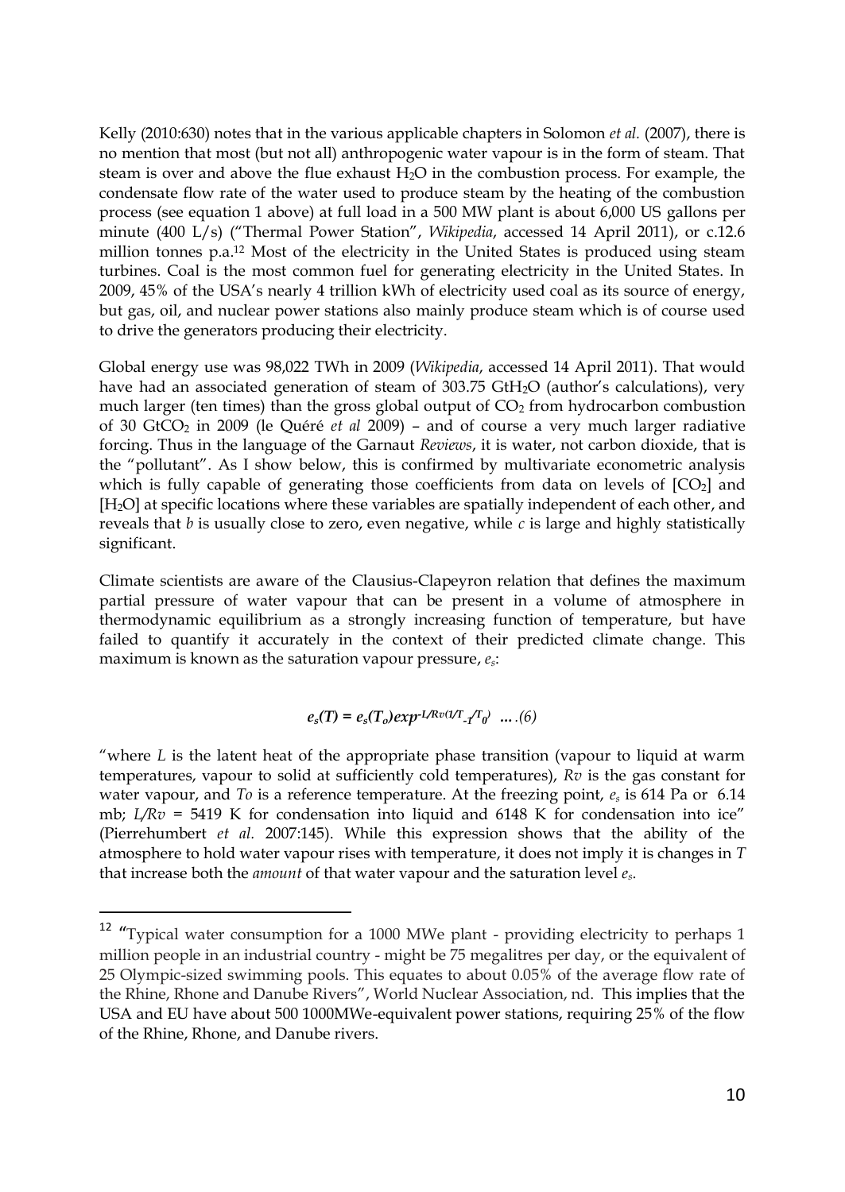Kelly (2010:630) notes that in the various applicable chapters in Solomon *et al.* (2007), there is no mention that most (but not all) anthropogenic water vapour is in the form of steam. That steam is over and above the flue exhaust $H_2O$ in the combustion process. For example, the condensate flow rate of the water used to produce steam by the heating of the combustion process (see equation 1 above) at full load in a 500 MW plant is about 6,000 US gallons per minute (400 L/s) ("Thermal Power Station", *Wikipedia*, accessed 14 April 2011), or c.12.6 million tonnes p.a.[12] Most of the electricity in the United States is produced using steam turbines. Coal is the most common fuel for generating electricity in the United States. In 2009, 45% of the USA's nearly 4 trillion kWh of electricity used coal as its source of energy, but gas, oil, and nuclear power stations also mainly produce steam which is of course used to drive the generators producing their electricity.

Global energy use was 98,022 TWh in 2009 (*Wikipedia*, accessed 14 April 2011). That would have had an associated generation of steam of 303.75 $GtH_2O$ (author's calculations), very much larger (ten times) than the gross global output of $CO_2$ from hydrocarbon combustion of 30 $GtCO_2$ in 2009 (le Quéré *et al* 2009) – and of course a very much larger radiative forcing. Thus in the language of the Garnaut *Reviews*, it is water, not carbon dioxide, that is the "pollutant". As I show below, this is confirmed by multivariate econometric analysis which is fully capable of generating those coefficients from data on levels of $[CO_2]$ and $[H_2O]$ at specific locations where these variables are spatially independent of each other, and reveals that *b* is usually close to zero, even negative, while *c* is large and highly statistically significant.

Climate scientists are aware of the Clausius-Clapeyron relation that defines the maximum partial pressure of water vapour that can be present in a volume of atmosphere in thermodynamic equilibrium as a strongly increasing function of temperature, but have failed to quantify it accurately in the context of their predicted climate change. This maximum is known as the saturation vapour pressure, $e_s$:

$$e_s(T) = e_s(T_o)exp^{-L/Rv(1/T - 1/T_0)} \quad \ldots(6)$$

"where *L* is the latent heat of the appropriate phase transition (vapour to liquid at warm temperatures, vapour to solid at sufficiently cold temperatures), *Rv* is the gas constant for water vapour, and *To* is a reference temperature. At the freezing point, $e_s$ is 614 Pa or 6.14 mb; $L/Rv$ = 5419 K for condensation into liquid and 6148 K for condensation into ice" (Pierrehumbert *et al.* 2007:145). While this expression shows that the ability of the atmosphere to hold water vapour rises with temperature, it does not imply it is changes in *T* that increase both the *amount* of that water vapour and the saturation level $e_s$.

[12] "Typical water consumption for a 1000 MWe plant - providing electricity to perhaps 1 million people in an industrial country - might be 75 megalitres per day, or the equivalent of 25 Olympic-sized swimming pools. This equates to about 0.05% of the average flow rate of the Rhine, Rhone and Danube Rivers", World Nuclear Association, nd. This implies that the USA and EU have about 500 1000MWe-equivalent power stations, requiring 25% of the flow of the Rhine, Rhone, and Danube rivers.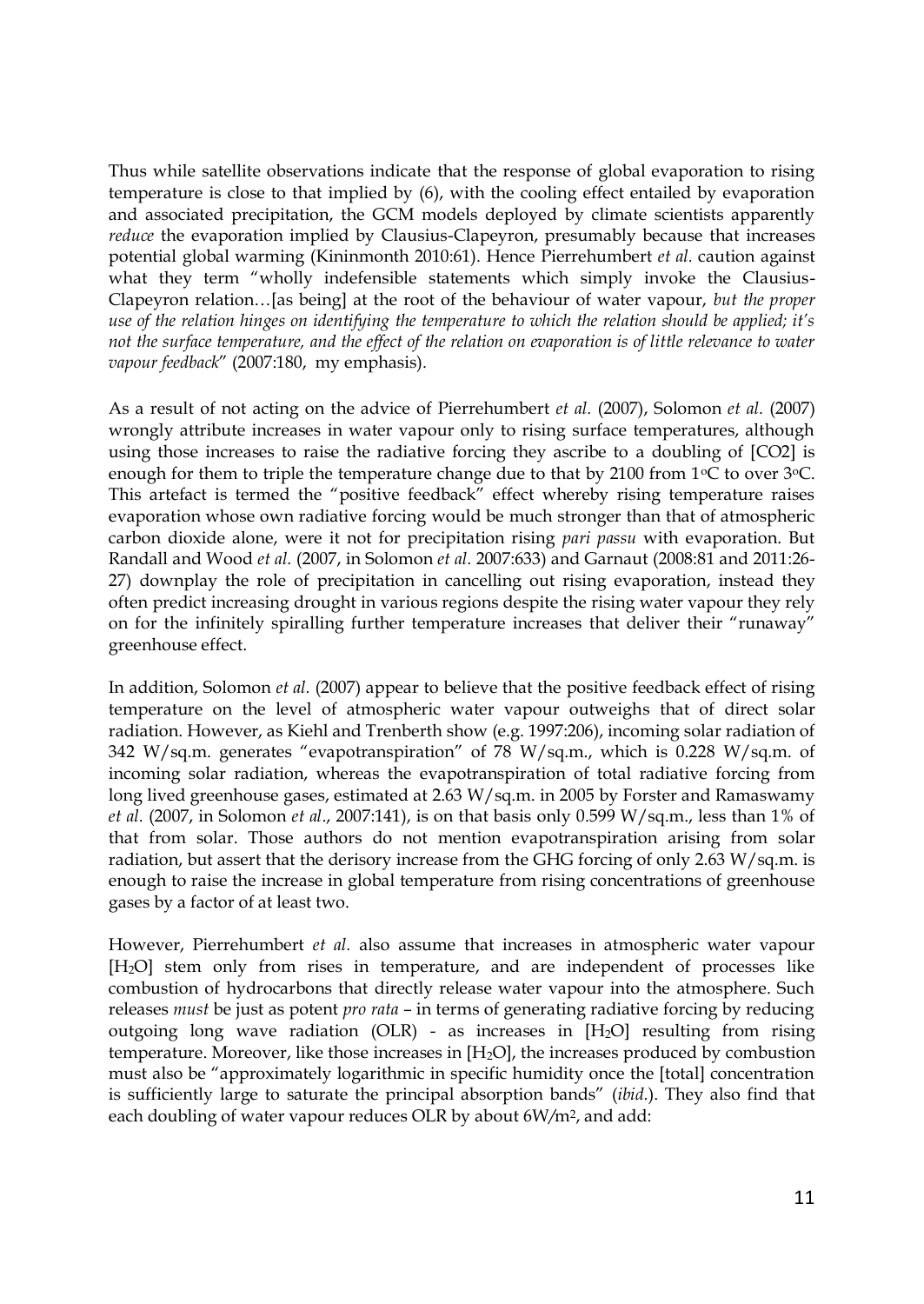Thus while satellite observations indicate that the response of global evaporation to rising temperature is close to that implied by (6), with the cooling effect entailed by evaporation and associated precipitation, the GCM models deployed by climate scientists apparently *reduce* the evaporation implied by Clausius-Clapeyron, presumably because that increases potential global warming (Kininmonth 2010:61). Hence Pierrehumbert *et al.* caution against what they term "wholly indefensible statements which simply invoke the Clausius-Clapeyron relation…[as being] at the root of the behaviour of water vapour, *but the proper use of the relation hinges on identifying the temperature to which the relation should be applied; it's not the surface temperature, and the effect of the relation on evaporation is of little relevance to water vapour feedback*" (2007:180, my emphasis).

As a result of not acting on the advice of Pierrehumbert *et al.* (2007), Solomon *et al.* (2007) wrongly attribute increases in water vapour only to rising surface temperatures, although using those increases to raise the radiative forcing they ascribe to a doubling of [CO2] is enough for them to triple the temperature change due to that by 2100 from 1°C to over 3°C. This artefact is termed the "positive feedback" effect whereby rising temperature raises evaporation whose own radiative forcing would be much stronger than that of atmospheric carbon dioxide alone, were it not for precipitation rising *pari passu* with evaporation. But Randall and Wood *et al.* (2007, in Solomon *et al.* 2007:633) and Garnaut (2008:81 and 2011:26-27) downplay the role of precipitation in cancelling out rising evaporation, instead they often predict increasing drought in various regions despite the rising water vapour they rely on for the infinitely spiralling further temperature increases that deliver their "runaway" greenhouse effect.

In addition, Solomon *et al.* (2007) appear to believe that the positive feedback effect of rising temperature on the level of atmospheric water vapour outweighs that of direct solar radiation. However, as Kiehl and Trenberth show (e.g. 1997:206), incoming solar radiation of 342 W/sq.m. generates "evapotranspiration" of 78 W/sq.m., which is 0.228 W/sq.m. of incoming solar radiation, whereas the evapotranspiration of total radiative forcing from long lived greenhouse gases, estimated at 2.63 W/sq.m. in 2005 by Forster and Ramaswamy *et al.* (2007, in Solomon *et al.*, 2007:141), is on that basis only 0.599 W/sq.m., less than 1% of that from solar. Those authors do not mention evapotranspiration arising from solar radiation, but assert that the derisory increase from the GHG forcing of only 2.63 W/sq.m. is enough to raise the increase in global temperature from rising concentrations of greenhouse gases by a factor of at least two.

However, Pierrehumbert *et al.* also assume that increases in atmospheric water vapour [$H_2O$] stem only from rises in temperature, and are independent of processes like combustion of hydrocarbons that directly release water vapour into the atmosphere. Such releases *must* be just as potent *pro rata* – in terms of generating radiative forcing by reducing outgoing long wave radiation (OLR) - as increases in [$H_2O$] resulting from rising temperature. Moreover, like those increases in [$H_2O$], the increases produced by combustion must also be "approximately logarithmic in specific humidity once the [total] concentration is sufficiently large to saturate the principal absorption bands" (*ibid.*). They also find that each doubling of water vapour reduces OLR by about 6W/m$^2$, and add: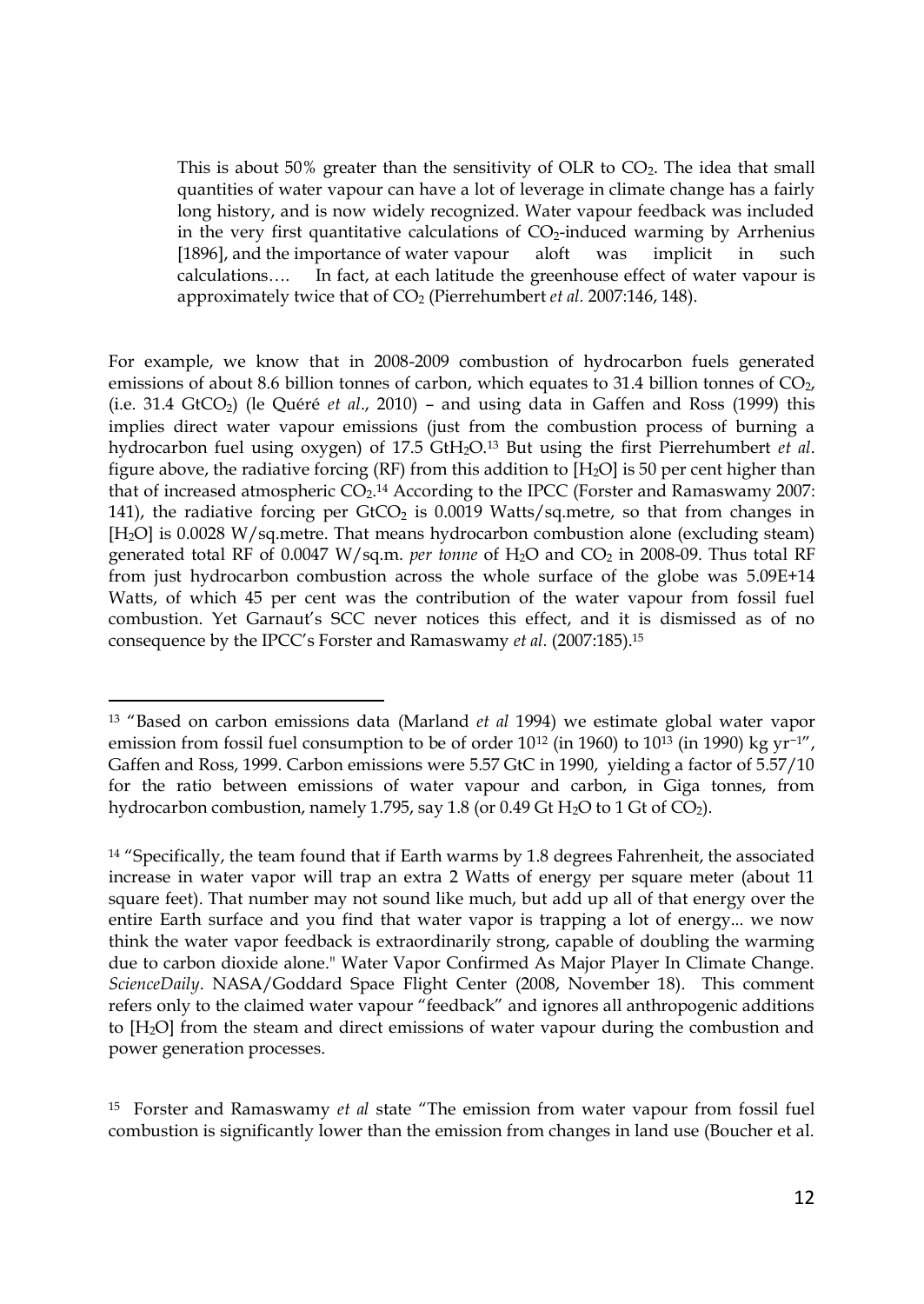> This is about 50% greater than the sensitivity of OLR to $CO_2$. The idea that small quantities of water vapour can have a lot of leverage in climate change has a fairly long history, and is now widely recognized. Water vapour feedback was included in the very first quantitative calculations of $CO_2$-induced warming by Arrhenius [1896], and the importance of water vapour aloft was implicit in such calculations…. In fact, at each latitude the greenhouse effect of water vapour is approximately twice that of $CO_2$ (Pierrehumbert *et al.* 2007:146, 148).

For example, we know that in 2008-2009 combustion of hydrocarbon fuels generated emissions of about 8.6 billion tonnes of carbon, which equates to 31.4 billion tonnes of $CO_2$, (i.e. 31.4 $GtCO_2$) (le Quéré *et al*., 2010) – and using data in Gaffen and Ross (1999) this implies direct water vapour emissions (just from the combustion process of burning a hydrocarbon fuel using oxygen) of 17.5 $GtH_2O$.[13] But using the first Pierrehumbert *et al*. figure above, the radiative forcing (RF) from this addition to $[H_2O]$ is 50 per cent higher than that of increased atmospheric $CO_2$.[14] According to the IPCC (Forster and Ramaswamy 2007: 141), the radiative forcing per $GtCO_2$ is 0.0019 Watts/sq.metre, so that from changes in $[H_2O]$ is 0.0028 W/sq.metre. That means hydrocarbon combustion alone (excluding steam) generated total RF of 0.0047 W/sq.m. *per tonne* of $H_2O$ and $CO_2$ in 2008-09. Thus total RF from just hydrocarbon combustion across the whole surface of the globe was 5.09E+14 Watts, of which 45 per cent was the contribution of the water vapour from fossil fuel combustion. Yet Garnaut's SCC never notices this effect, and it is dismissed as of no consequence by the IPCC's Forster and Ramaswamy *et al.* (2007:185).[15]

---

[13] "Based on carbon emissions data (Marland *et al* 1994) we estimate global water vapor emission from fossil fuel consumption to be of order $10^{12}$ (in 1960) to $10^{13}$ (in 1990) kg $yr^{-1}$", Gaffen and Ross, 1999. Carbon emissions were 5.57 GtC in 1990, yielding a factor of 5.57/10 for the ratio between emissions of water vapour and carbon, in Giga tonnes, from hydrocarbon combustion, namely 1.795, say 1.8 (or 0.49 Gt $H_2O$ to 1 Gt of $CO_2$).

[14] "Specifically, the team found that if Earth warms by 1.8 degrees Fahrenheit, the associated increase in water vapor will trap an extra 2 Watts of energy per square meter (about 11 square feet). That number may not sound like much, but add up all of that energy over the entire Earth surface and you find that water vapor is trapping a lot of energy... we now think the water vapor feedback is extraordinarily strong, capable of doubling the warming due to carbon dioxide alone." Water Vapor Confirmed As Major Player In Climate Change. *ScienceDaily*. NASA/Goddard Space Flight Center (2008, November 18). This comment refers only to the claimed water vapour "feedback" and ignores all anthropogenic additions to $[H_2O]$ from the steam and direct emissions of water vapour during the combustion and power generation processes.

[15] Forster and Ramaswamy *et al* state "The emission from water vapour from fossil fuel combustion is significantly lower than the emission from changes in land use (Boucher et al.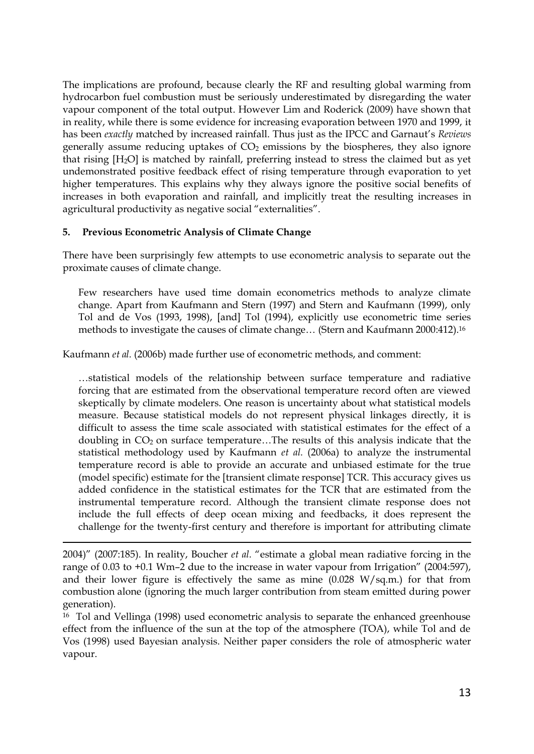The implications are profound, because clearly the RF and resulting global warming from hydrocarbon fuel combustion must be seriously underestimated by disregarding the water vapour component of the total output. However Lim and Roderick (2009) have shown that in reality, while there is some evidence for increasing evaporation between 1970 and 1999, it has been *exactly* matched by increased rainfall. Thus just as the IPCC and Garnaut's *Reviews* generally assume reducing uptakes of $CO_2$ emissions by the biospheres, they also ignore that rising [$H_2O$] is matched by rainfall, preferring instead to stress the claimed but as yet undemonstrated positive feedback effect of rising temperature through evaporation to yet higher temperatures. This explains why they always ignore the positive social benefits of increases in both evaporation and rainfall, and implicitly treat the resulting increases in agricultural productivity as negative social "externalities".

## 5. Previous Econometric Analysis of Climate Change

There have been surprisingly few attempts to use econometric analysis to separate out the proximate causes of climate change.

> Few researchers have used time domain econometrics methods to analyze climate change. Apart from Kaufmann and Stern (1997) and Stern and Kaufmann (1999), only Tol and de Vos (1993, 1998), [and] Tol (1994), explicitly use econometric time series methods to investigate the causes of climate change… (Stern and Kaufmann 2000:412).[16]

Kaufmann *et al.* (2006b) made further use of econometric methods, and comment:

> …statistical models of the relationship between surface temperature and radiative forcing that are estimated from the observational temperature record often are viewed skeptically by climate modelers. One reason is uncertainty about what statistical models measure. Because statistical models do not represent physical linkages directly, it is difficult to assess the time scale associated with statistical estimates for the effect of a doubling in $CO_2$ on surface temperature…The results of this analysis indicate that the statistical methodology used by Kaufmann *et al.* (2006a) to analyze the instrumental temperature record is able to provide an accurate and unbiased estimate for the true (model specific) estimate for the [transient climate response] TCR. This accuracy gives us added confidence in the statistical estimates for the TCR that are estimated from the instrumental temperature record. Although the transient climate response does not include the full effects of deep ocean mixing and feedbacks, it does represent the challenge for the twenty-first century and therefore is important for attributing climate

---

2004)" (2007:185). In reality, Boucher *et al.* "estimate a global mean radiative forcing in the range of 0.03 to +0.1 Wm–2 due to the increase in water vapour from Irrigation" (2004:597), and their lower figure is effectively the same as mine (0.028 W/sq.m.) for that from combustion alone (ignoring the much larger contribution from steam emitted during power generation).

[16] Tol and Vellinga (1998) used econometric analysis to separate the enhanced greenhouse effect from the influence of the sun at the top of the atmosphere (TOA), while Tol and de Vos (1998) used Bayesian analysis. Neither paper considers the role of atmospheric water vapour.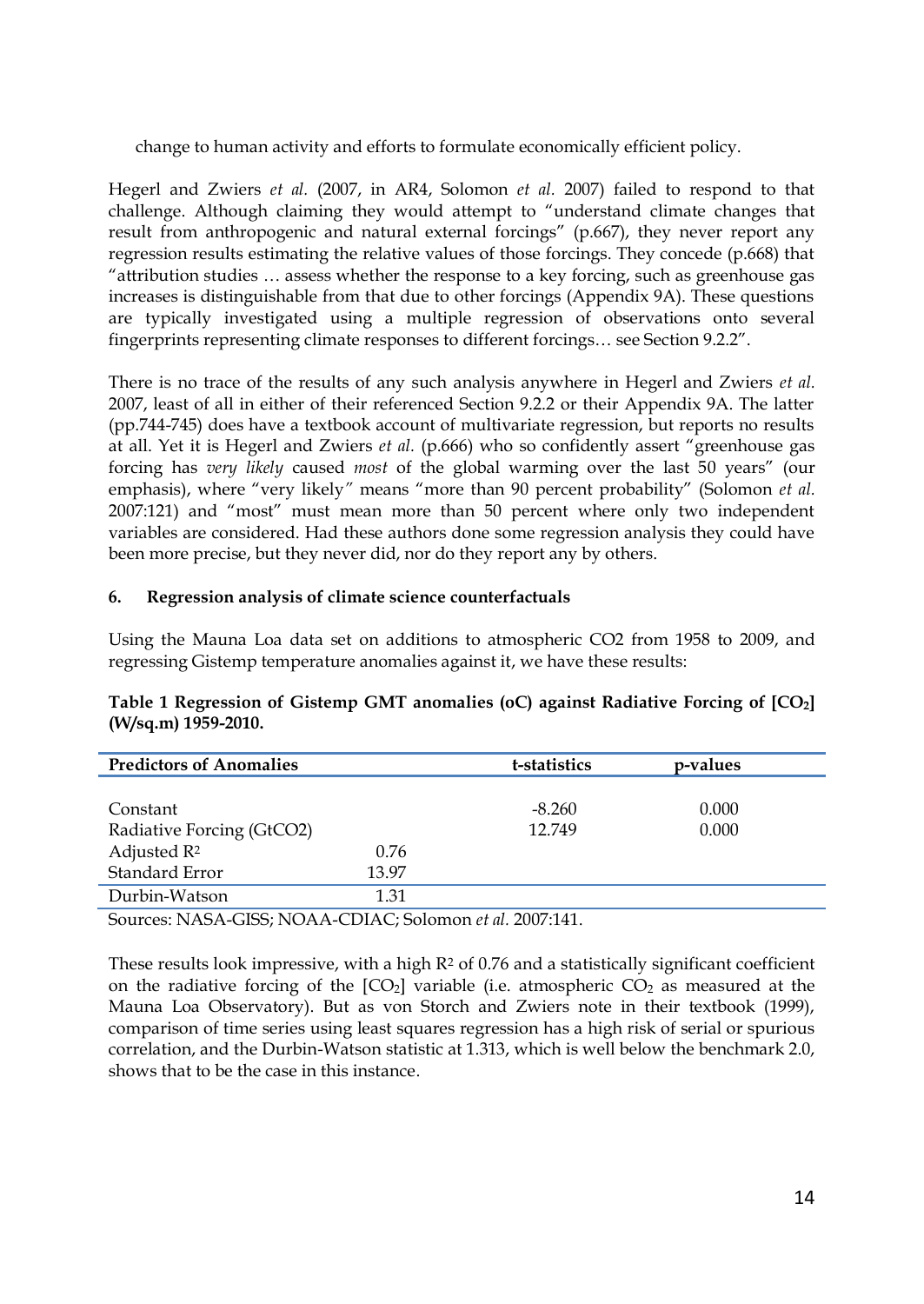change to human activity and efforts to formulate economically efficient policy.

Hegerl and Zwiers *et al.* (2007, in AR4, Solomon *et al.* 2007) failed to respond to that challenge. Although claiming they would attempt to "understand climate changes that result from anthropogenic and natural external forcings" (p.667), they never report any regression results estimating the relative values of those forcings. They concede (p.668) that "attribution studies … assess whether the response to a key forcing, such as greenhouse gas increases is distinguishable from that due to other forcings (Appendix 9A). These questions are typically investigated using a multiple regression of observations onto several fingerprints representing climate responses to different forcings… see Section 9.2.2".

There is no trace of the results of any such analysis anywhere in Hegerl and Zwiers *et al.* 2007, least of all in either of their referenced Section 9.2.2 or their Appendix 9A. The latter (pp.744-745) does have a textbook account of multivariate regression, but reports no results at all. Yet it is Hegerl and Zwiers *et al.* (p.666) who so confidently assert "greenhouse gas forcing has *very likely* caused *most* of the global warming over the last 50 years" (our emphasis), where "very likely" means "more than 90 percent probability" (Solomon *et al.* 2007:121) and "most" must mean more than 50 percent where only two independent variables are considered. Had these authors done some regression analysis they could have been more precise, but they never did, nor do they report any by others.

### 6. Regression analysis of climate science counterfactuals

Using the Mauna Loa data set on additions to atmospheric CO2 from 1958 to 2009, and regressing Gistemp temperature anomalies against it, we have these results:

**Table 1 Regression of Gistemp GMT anomalies (oC) against Radiative Forcing of [$CO_2$] (W/sq.m) 1959-2010.**

| Predictors of Anomalies | | t-statistics | p-values |
|---|---|---|---|
| Constant | | -8.260 | 0.000 |
| Radiative Forcing (GtCO2) | | 12.749 | 0.000 |
| Adjusted $R^2$ | 0.76 | | |
| Standard Error | 13.97 | | |
| Durbin-Watson | 1.31 | | |

Sources: NASA-GISS; NOAA-CDIAC; Solomon *et al.* 2007:141.

These results look impressive, with a high $R^2$ of 0.76 and a statistically significant coefficient on the radiative forcing of the [$CO_2$] variable (i.e. atmospheric $CO_2$ as measured at the Mauna Loa Observatory). But as von Storch and Zwiers note in their textbook (1999), comparison of time series using least squares regression has a high risk of serial or spurious correlation, and the Durbin-Watson statistic at 1.313, which is well below the benchmark 2.0, shows that to be the case in this instance.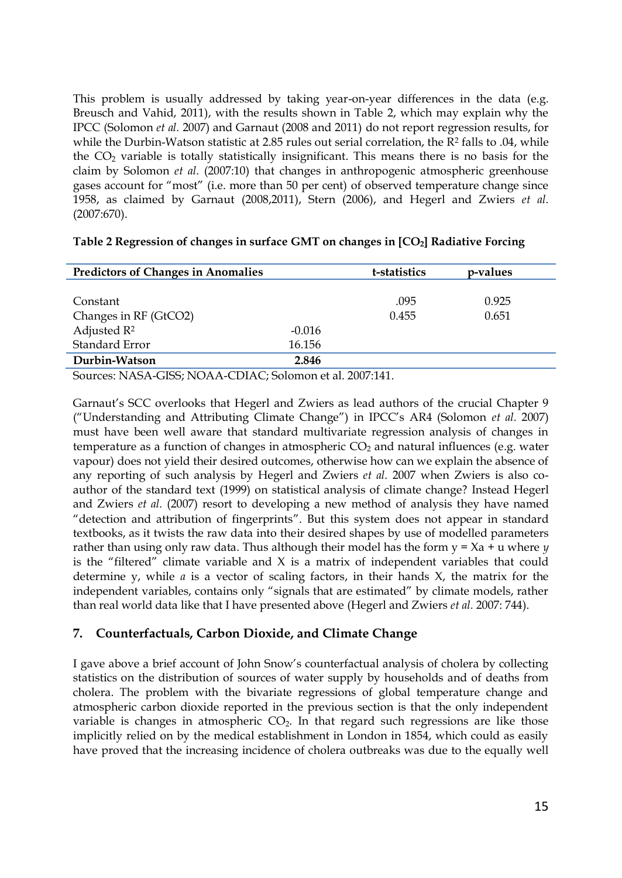This problem is usually addressed by taking year-on-year differences in the data (e.g. Breusch and Vahid, 2011), with the results shown in Table 2, which may explain why the IPCC (Solomon *et al.* 2007) and Garnaut (2008 and 2011) do not report regression results, for while the Durbin-Watson statistic at 2.85 rules out serial correlation, the $R^2$ falls to .04, while the $CO_2$ variable is totally statistically insignificant. This means there is no basis for the claim by Solomon *et al.* (2007:10) that changes in anthropogenic atmospheric greenhouse gases account for "most" (i.e. more than 50 per cent) of observed temperature change since 1958, as claimed by Garnaut (2008,2011), Stern (2006), and Hegerl and Zwiers *et al.* (2007:670).

**Table 2 Regression of changes in surface GMT on changes in [$CO_2$] Radiative Forcing**

| Predictors of Changes in Anomalies | | t-statistics | p-values |
|---|---|---|---|
| Constant | | .095 | 0.925 |
| Changes in RF (GtCO2) | | 0.455 | 0.651 |
| Adjusted $R^2$ | -0.016 | | |
| Standard Error | 16.156 | | |
| **Durbin-Watson** | **2.846** | | |

Sources: NASA-GISS; NOAA-CDIAC; Solomon et al. 2007:141.

Garnaut's SCC overlooks that Hegerl and Zwiers as lead authors of the crucial Chapter 9 ("Understanding and Attributing Climate Change") in IPCC's AR4 (Solomon *et al.* 2007) must have been well aware that standard multivariate regression analysis of changes in temperature as a function of changes in atmospheric $CO_2$ and natural influences (e.g. water vapour) does not yield their desired outcomes, otherwise how can we explain the absence of any reporting of such analysis by Hegerl and Zwiers *et al.* 2007 when Zwiers is also co-author of the standard text (1999) on statistical analysis of climate change? Instead Hegerl and Zwiers *et al.* (2007) resort to developing a new method of analysis they have named "detection and attribution of fingerprints". But this system does not appear in standard textbooks, as it twists the raw data into their desired shapes by use of modelled parameters rather than using only raw data. Thus although their model has the form $y = Xa + u$ where $y$ is the "filtered" climate variable and X is a matrix of independent variables that could determine y, while $a$ is a vector of scaling factors, in their hands X, the matrix for the independent variables, contains only "signals that are estimated" by climate models, rather than real world data like that I have presented above (Hegerl and Zwiers *et al.* 2007: 744).

## 7. Counterfactuals, Carbon Dioxide, and Climate Change

I gave above a brief account of John Snow's counterfactual analysis of cholera by collecting statistics on the distribution of sources of water supply by households and of deaths from cholera. The problem with the bivariate regressions of global temperature change and atmospheric carbon dioxide reported in the previous section is that the only independent variable is changes in atmospheric $CO_2$. In that regard such regressions are like those implicitly relied on by the medical establishment in London in 1854, which could as easily have proved that the increasing incidence of cholera outbreaks was due to the equally well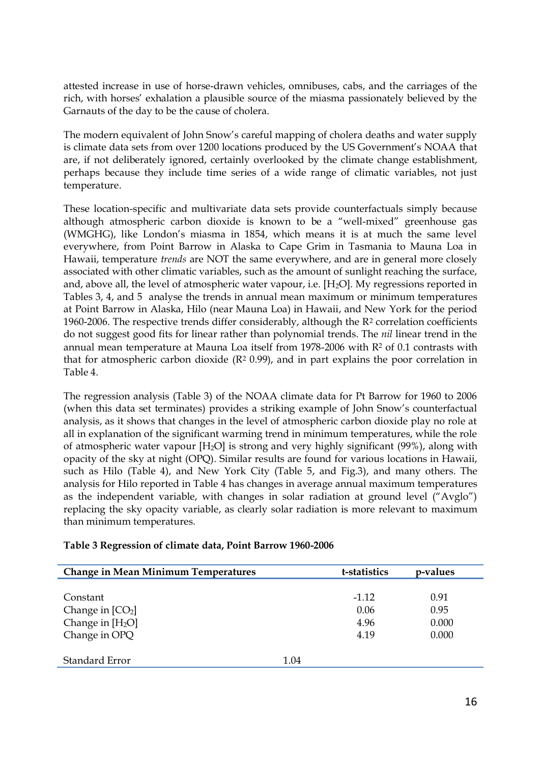attested increase in use of horse-drawn vehicles, omnibuses, cabs, and the carriages of the rich, with horses' exhalation a plausible source of the miasma passionately believed by the Garnauts of the day to be the cause of cholera.

The modern equivalent of John Snow's careful mapping of cholera deaths and water supply is climate data sets from over 1200 locations produced by the US Government's NOAA that are, if not deliberately ignored, certainly overlooked by the climate change establishment, perhaps because they include time series of a wide range of climatic variables, not just temperature.

These location-specific and multivariate data sets provide counterfactuals simply because although atmospheric carbon dioxide is known to be a "well-mixed" greenhouse gas (WMGHG), like London's miasma in 1854, which means it is at much the same level everywhere, from Point Barrow in Alaska to Cape Grim in Tasmania to Mauna Loa in Hawaii, temperature *trends* are NOT the same everywhere, and are in general more closely associated with other climatic variables, such as the amount of sunlight reaching the surface, and, above all, the level of atmospheric water vapour, i.e. [$H_2O$]. My regressions reported in Tables 3, 4, and 5 analyse the trends in annual mean maximum or minimum temperatures at Point Barrow in Alaska, Hilo (near Mauna Loa) in Hawaii, and New York for the period 1960-2006. The respective trends differ considerably, although the $R^2$ correlation coefficients do not suggest good fits for linear rather than polynomial trends. The *nil* linear trend in the annual mean temperature at Mauna Loa itself from 1978-2006 with $R^2$ of 0.1 contrasts with that for atmospheric carbon dioxide ($R^2$ 0.99), and in part explains the poor correlation in Table 4.

The regression analysis (Table 3) of the NOAA climate data for Pt Barrow for 1960 to 2006 (when this data set terminates) provides a striking example of John Snow's counterfactual analysis, as it shows that changes in the level of atmospheric carbon dioxide play no role at all in explanation of the significant warming trend in minimum temperatures, while the role of atmospheric water vapour [$H_2O$] is strong and very highly significant (99%), along with opacity of the sky at night (OPQ). Similar results are found for various locations in Hawaii, such as Hilo (Table 4), and New York City (Table 5, and Fig.3), and many others. The analysis for Hilo reported in Table 4 has changes in average annual maximum temperatures as the independent variable, with changes in solar radiation at ground level ("Avglo") replacing the sky opacity variable, as clearly solar radiation is more relevant to maximum than minimum temperatures.

**Table 3 Regression of climate data, Point Barrow 1960-2006**

| **Change in Mean Minimum Temperatures** | | **t-statistics** | **p-values** |
|---|---|---|---|
| Constant | | -1.12 | 0.91 |
| Change in [$CO_2$] | | 0.06 | 0.95 |
| Change in [$H_2O$] | | 4.96 | 0.000 |
| Change in OPQ | | 4.19 | 0.000 |
| Standard Error | 1.04 | | |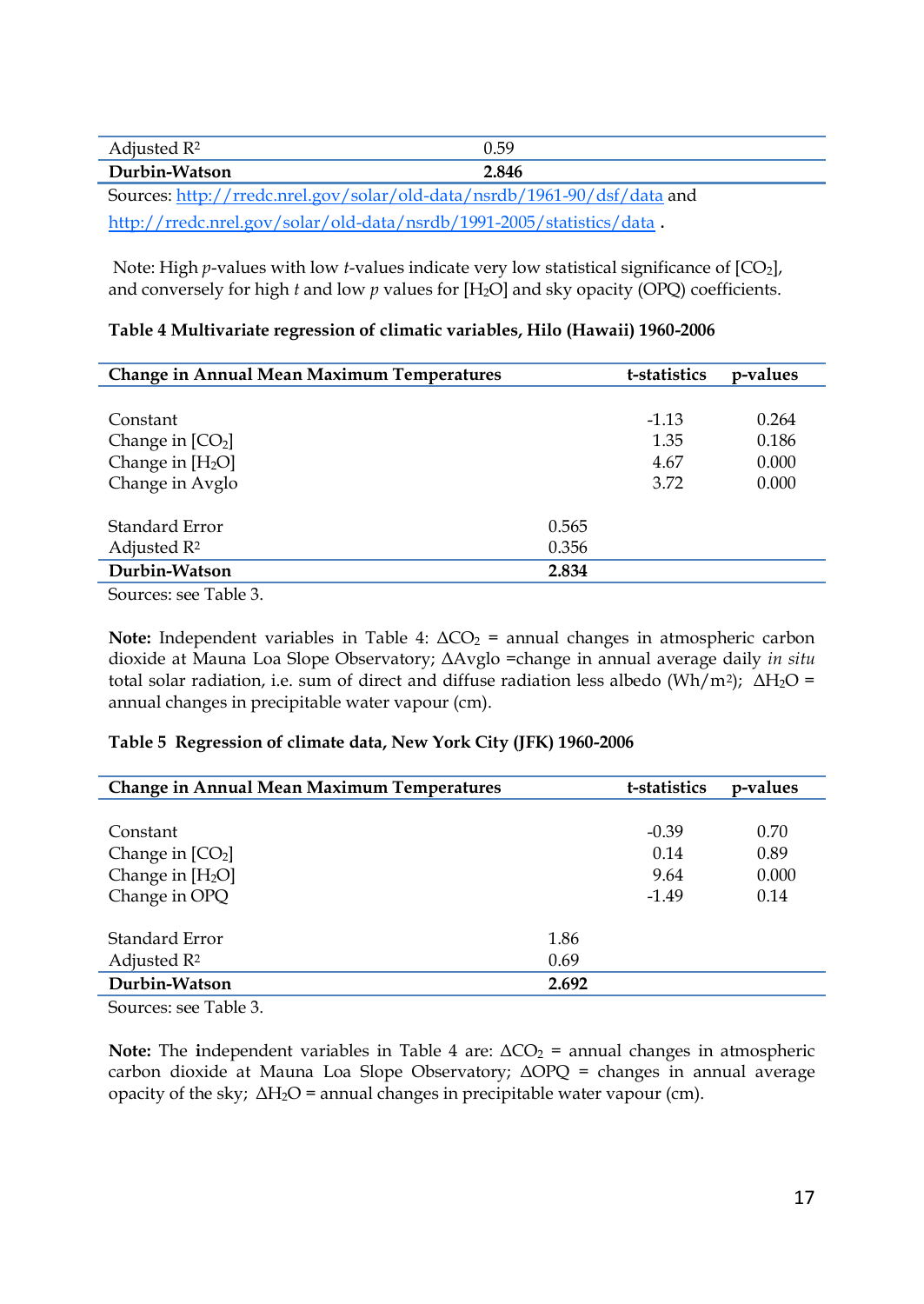| | |
|---|---|
| Adjusted $R^2$ | 0.59 |
| **Durbin-Watson** | **2.846** |

Sources: http://rredc.nrel.gov/solar/old-data/nsrdb/1961-90/dsf/data and http://rredc.nrel.gov/solar/old-data/nsrdb/1991-2005/statistics/data .

Note: High *p*-values with low *t*-values indicate very low statistical significance of [$CO_2$], and conversely for high *t* and low *p* values for [$H_2O$] and sky opacity (OPQ) coefficients.

**Table 4 Multivariate regression of climatic variables, Hilo (Hawaii) 1960-2006**

| **Change in Annual Mean Maximum Temperatures** | | **t-statistics** | **p-values** |
|---|---|---|---|
| Constant | | -1.13 | 0.264 |
| Change in [$CO_2$] | | 1.35 | 0.186 |
| Change in [$H_2O$] | | 4.67 | 0.000 |
| Change in Avglo | | 3.72 | 0.000 |
| Standard Error | 0.565 | | |
| Adjusted $R^2$ | 0.356 | | |
| **Durbin-Watson** | **2.834** | | |

Sources: see Table 3.

**Note:** Independent variables in Table 4: $\Delta CO_2$ = annual changes in atmospheric carbon dioxide at Mauna Loa Slope Observatory; ΔAvglo =change in annual average daily *in situ* total solar radiation, i.e. sum of direct and diffuse radiation less albedo (Wh/m$^2$); $\Delta H_2O$ = annual changes in precipitable water vapour (cm).

**Table 5 Regression of climate data, New York City (JFK) 1960-2006**

| **Change in Annual Mean Maximum Temperatures** | | **t-statistics** | **p-values** |
|---|---|---|---|
| Constant | | -0.39 | 0.70 |
| Change in [$CO_2$] | | 0.14 | 0.89 |
| Change in [$H_2O$] | | 9.64 | 0.000 |
| Change in OPQ | | -1.49 | 0.14 |
| Standard Error | 1.86 | | |
| Adjusted $R^2$ | 0.69 | | |
| **Durbin-Watson** | **2.692** | | |

Sources: see Table 3.

**Note:** The **i**ndependent variables in Table 4 are: $\Delta CO_2$ = annual changes in atmospheric carbon dioxide at Mauna Loa Slope Observatory; ΔOPQ = changes in annual average opacity of the sky; $\Delta H_2O$ = annual changes in precipitable water vapour (cm).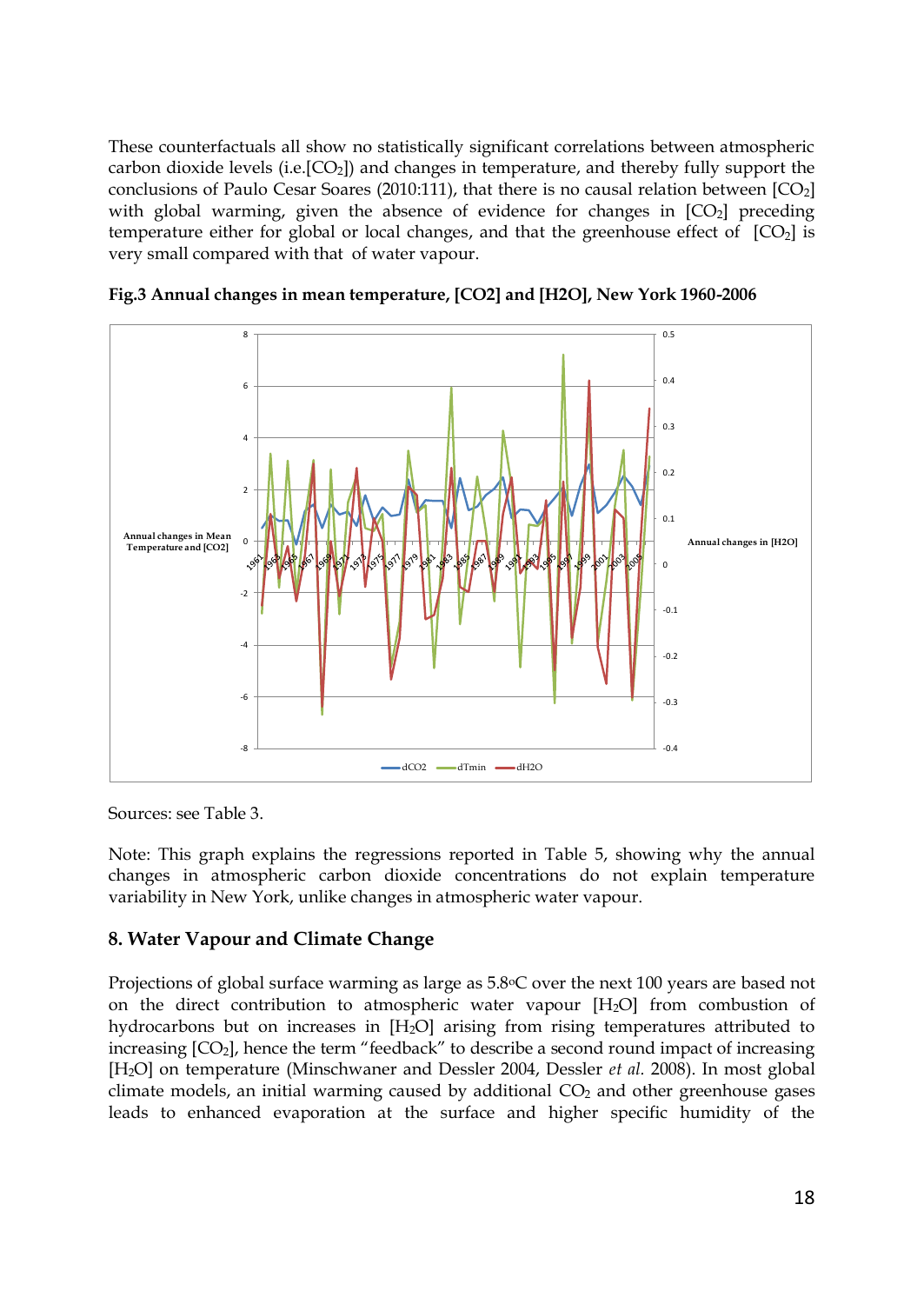These counterfactuals all show no statistically significant correlations between atmospheric carbon dioxide levels (i.e.[$CO_2$]) and changes in temperature, and thereby fully support the conclusions of Paulo Cesar Soares (2010:111), that there is no causal relation between [$CO_2$] with global warming, given the absence of evidence for changes in [$CO_2$] preceding temperature either for global or local changes, and that the greenhouse effect of [$CO_2$] is very small compared with that of water vapour.

**Fig.3 Annual changes in mean temperature, [CO2] and [H2O], New York 1960-2006**

Sources: see Table 3.

Note: This graph explains the regressions reported in Table 5, showing why the annual changes in atmospheric carbon dioxide concentrations do not explain temperature variability in New York, unlike changes in atmospheric water vapour.

## 8. Water Vapour and Climate Change

Projections of global surface warming as large as 5.8°C over the next 100 years are based not on the direct contribution to atmospheric water vapour [$H_2O$] from combustion of hydrocarbons but on increases in [$H_2O$] arising from rising temperatures attributed to increasing [$CO_2$], hence the term "feedback" to describe a second round impact of increasing [$H_2O$] on temperature (Minschwaner and Dessler 2004, Dessler *et al.* 2008). In most global climate models, an initial warming caused by additional $CO_2$ and other greenhouse gases leads to enhanced evaporation at the surface and higher specific humidity of the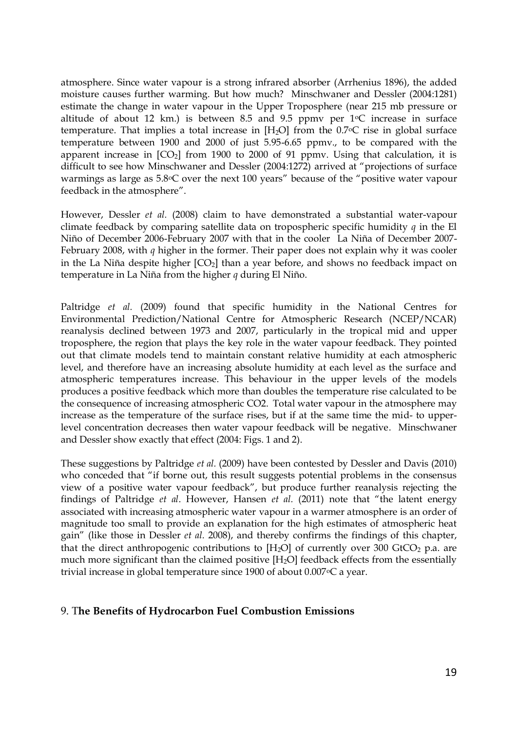atmosphere. Since water vapour is a strong infrared absorber (Arrhenius 1896), the added moisture causes further warming. But how much? Minschwaner and Dessler (2004:1281) estimate the change in water vapour in the Upper Troposphere (near 215 mb pressure or altitude of about 12 km.) is between 8.5 and 9.5 ppmv per 1°C increase in surface temperature. That implies a total increase in [$H_2O$] from the 0.7°C rise in global surface temperature between 1900 and 2000 of just 5.95-6.65 ppmv., to be compared with the apparent increase in [$CO_2$] from 1900 to 2000 of 91 ppmv. Using that calculation, it is difficult to see how Minschwaner and Dessler (2004:1272) arrived at "projections of surface warmings as large as 5.8°C over the next 100 years" because of the "positive water vapour feedback in the atmosphere".

However, Dessler *et al.* (2008) claim to have demonstrated a substantial water-vapour climate feedback by comparing satellite data on tropospheric specific humidity *q* in the El Niño of December 2006-February 2007 with that in the cooler La Niña of December 2007-February 2008, with *q* higher in the former. Their paper does not explain why it was cooler in the La Niña despite higher [$CO_2$] than a year before, and shows no feedback impact on temperature in La Niña from the higher *q* during El Niño.

Paltridge *et al.* (2009) found that specific humidity in the National Centres for Environmental Prediction/National Centre for Atmospheric Research (NCEP/NCAR) reanalysis declined between 1973 and 2007, particularly in the tropical mid and upper troposphere, the region that plays the key role in the water vapour feedback. They pointed out that climate models tend to maintain constant relative humidity at each atmospheric level, and therefore have an increasing absolute humidity at each level as the surface and atmospheric temperatures increase. This behaviour in the upper levels of the models produces a positive feedback which more than doubles the temperature rise calculated to be the consequence of increasing atmospheric CO2. Total water vapour in the atmosphere may increase as the temperature of the surface rises, but if at the same time the mid- to upper-level concentration decreases then water vapour feedback will be negative. Minschwaner and Dessler show exactly that effect (2004: Figs. 1 and 2).

These suggestions by Paltridge *et al.* (2009) have been contested by Dessler and Davis (2010) who conceded that "if borne out, this result suggests potential problems in the consensus view of a positive water vapour feedback", but produce further reanalysis rejecting the findings of Paltridge *et al*. However, Hansen *et al.* (2011) note that "the latent energy associated with increasing atmospheric water vapour in a warmer atmosphere is an order of magnitude too small to provide an explanation for the high estimates of atmospheric heat gain" (like those in Dessler *et al.* 2008), and thereby confirms the findings of this chapter, that the direct anthropogenic contributions to [$H_2O$] of currently over 300 $GtCO_2$ p.a. are much more significant than the claimed positive [$H_2O$] feedback effects from the essentially trivial increase in global temperature since 1900 of about 0.007°C a year.

## 9. The Benefits of Hydrocarbon Fuel Combustion Emissions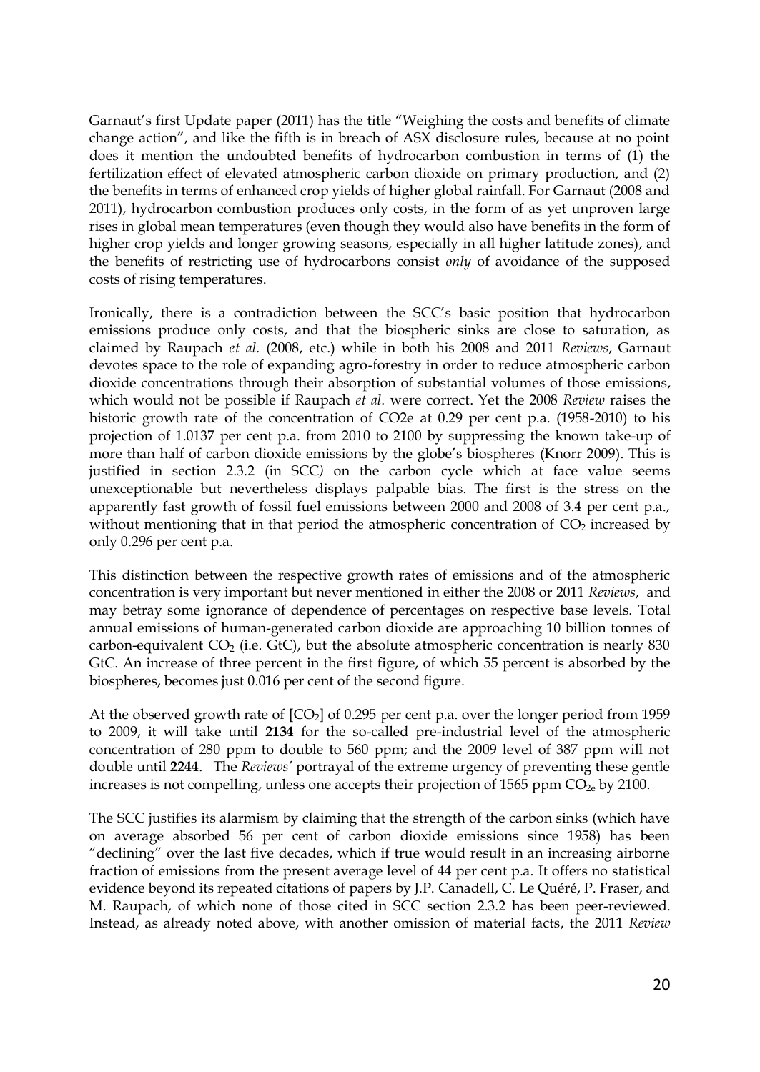Garnaut's first Update paper (2011) has the title "Weighing the costs and benefits of climate change action", and like the fifth is in breach of ASX disclosure rules, because at no point does it mention the undoubted benefits of hydrocarbon combustion in terms of (1) the fertilization effect of elevated atmospheric carbon dioxide on primary production, and (2) the benefits in terms of enhanced crop yields of higher global rainfall. For Garnaut (2008 and 2011), hydrocarbon combustion produces only costs, in the form of as yet unproven large rises in global mean temperatures (even though they would also have benefits in the form of higher crop yields and longer growing seasons, especially in all higher latitude zones), and the benefits of restricting use of hydrocarbons consist *only* of avoidance of the supposed costs of rising temperatures.

Ironically, there is a contradiction between the SCC's basic position that hydrocarbon emissions produce only costs, and that the biospheric sinks are close to saturation, as claimed by Raupach *et al.* (2008, etc.) while in both his 2008 and 2011 *Reviews*, Garnaut devotes space to the role of expanding agro-forestry in order to reduce atmospheric carbon dioxide concentrations through their absorption of substantial volumes of those emissions, which would not be possible if Raupach *et al.* were correct. Yet the 2008 *Review* raises the historic growth rate of the concentration of CO2e at 0.29 per cent p.a. (1958-2010) to his projection of 1.0137 per cent p.a. from 2010 to 2100 by suppressing the known take-up of more than half of carbon dioxide emissions by the globe's biospheres (Knorr 2009). This is justified in section 2.3.2 (in SCC*)* on the carbon cycle which at face value seems unexceptionable but nevertheless displays palpable bias. The first is the stress on the apparently fast growth of fossil fuel emissions between 2000 and 2008 of 3.4 per cent p.a., without mentioning that in that period the atmospheric concentration of $CO_2$ increased by only 0.296 per cent p.a.

This distinction between the respective growth rates of emissions and of the atmospheric concentration is very important but never mentioned in either the 2008 or 2011 *Reviews*, and may betray some ignorance of dependence of percentages on respective base levels. Total annual emissions of human-generated carbon dioxide are approaching 10 billion tonnes of carbon-equivalent $CO_2$ (i.e. GtC), but the absolute atmospheric concentration is nearly 830 GtC. An increase of three percent in the first figure, of which 55 percent is absorbed by the biospheres, becomes just 0.016 per cent of the second figure.

At the observed growth rate of $[CO_2]$ of 0.295 per cent p.a. over the longer period from 1959 to 2009, it will take until **2134** for the so-called pre-industrial level of the atmospheric concentration of 280 ppm to double to 560 ppm; and the 2009 level of 387 ppm will not double until **2244**. The *Reviews'* portrayal of the extreme urgency of preventing these gentle increases is not compelling, unless one accepts their projection of 1565 ppm $CO_{2e}$ by 2100.

The SCC justifies its alarmism by claiming that the strength of the carbon sinks (which have on average absorbed 56 per cent of carbon dioxide emissions since 1958) has been "declining" over the last five decades, which if true would result in an increasing airborne fraction of emissions from the present average level of 44 per cent p.a. It offers no statistical evidence beyond its repeated citations of papers by J.P. Canadell, C. Le Quéré, P. Fraser, and M. Raupach, of which none of those cited in SCC section 2.3.2 has been peer-reviewed. Instead, as already noted above, with another omission of material facts, the 2011 *Review*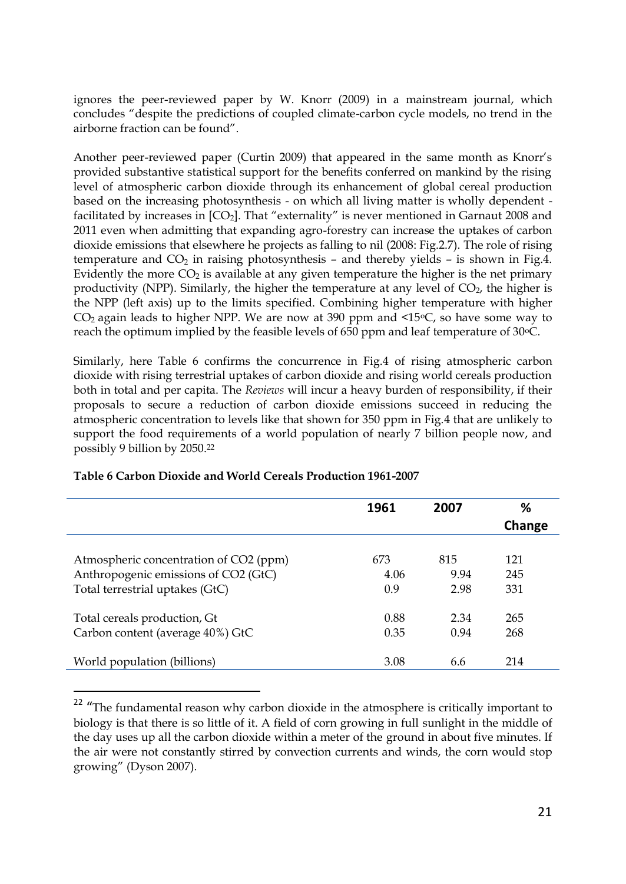ignores the peer-reviewed paper by W. Knorr (2009) in a mainstream journal, which concludes "despite the predictions of coupled climate-carbon cycle models, no trend in the airborne fraction can be found".

Another peer-reviewed paper (Curtin 2009) that appeared in the same month as Knorr's provided substantive statistical support for the benefits conferred on mankind by the rising level of atmospheric carbon dioxide through its enhancement of global cereal production based on the increasing photosynthesis - on which all living matter is wholly dependent - facilitated by increases in [$CO_2$]. That "externality" is never mentioned in Garnaut 2008 and 2011 even when admitting that expanding agro-forestry can increase the uptakes of carbon dioxide emissions that elsewhere he projects as falling to nil (2008: Fig.2.7). The role of rising temperature and $CO_2$ in raising photosynthesis – and thereby yields – is shown in Fig.4. Evidently the more $CO_2$ is available at any given temperature the higher is the net primary productivity (NPP). Similarly, the higher the temperature at any level of $CO_2$, the higher is the NPP (left axis) up to the limits specified. Combining higher temperature with higher $CO_2$ again leads to higher NPP. We are now at 390 ppm and <15°C, so have some way to reach the optimum implied by the feasible levels of 650 ppm and leaf temperature of 30°C.

Similarly, here Table 6 confirms the concurrence in Fig.4 of rising atmospheric carbon dioxide with rising terrestrial uptakes of carbon dioxide and rising world cereals production both in total and per capita. The *Reviews* will incur a heavy burden of responsibility, if their proposals to secure a reduction of carbon dioxide emissions succeed in reducing the atmospheric concentration to levels like that shown for 350 ppm in Fig.4 that are unlikely to support the food requirements of a world population of nearly 7 billion people now, and possibly 9 billion by 2050.[22]

**Table 6 Carbon Dioxide and World Cereals Production 1961-2007**

| | 1961 | 2007 | % Change |
|---|---|---|---|
| Atmospheric concentration of CO2 (ppm) | 673 | 815 | 121 |
| Anthropogenic emissions of CO2 (GtC) | 4.06 | 9.94 | 245 |
| Total terrestrial uptakes (GtC) | 0.9 | 2.98 | 331 |
| Total cereals production, Gt | 0.88 | 2.34 | 265 |
| Carbon content (average 40%) GtC | 0.35 | 0.94 | 268 |
| World population (billions) | 3.08 | 6.6 | 214 |

[22] "The fundamental reason why carbon dioxide in the atmosphere is critically important to biology is that there is so little of it. A field of corn growing in full sunlight in the middle of the day uses up all the carbon dioxide within a meter of the ground in about five minutes. If the air were not constantly stirred by convection currents and winds, the corn would stop growing" (Dyson 2007).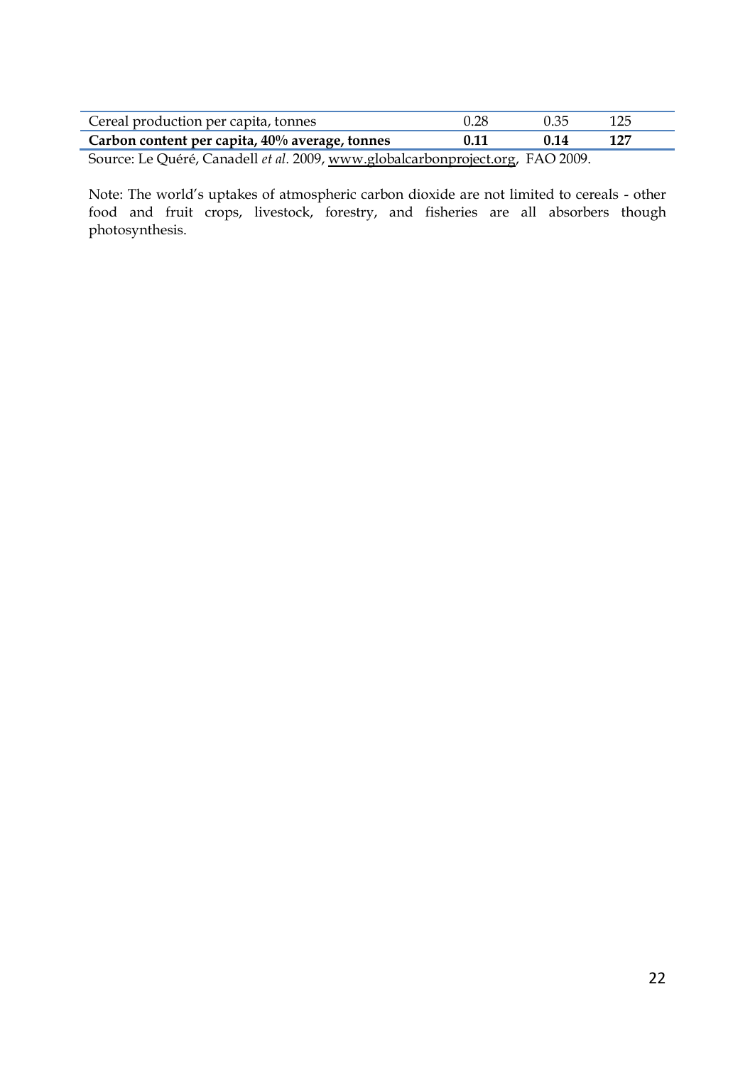| | | | |
|---|---|---|---|
| Cereal production per capita, tonnes | 0.28 | 0.35 | 125 |
| **Carbon content per capita, 40% average, tonnes** | **0.11** | **0.14** | **127** |

Source: Le Quéré, Canadell *et al.* 2009, www.globalcarbonproject.org, FAO 2009.

Note: The world's uptakes of atmospheric carbon dioxide are not limited to cereals - other food and fruit crops, livestock, forestry, and fisheries are all absorbers though photosynthesis.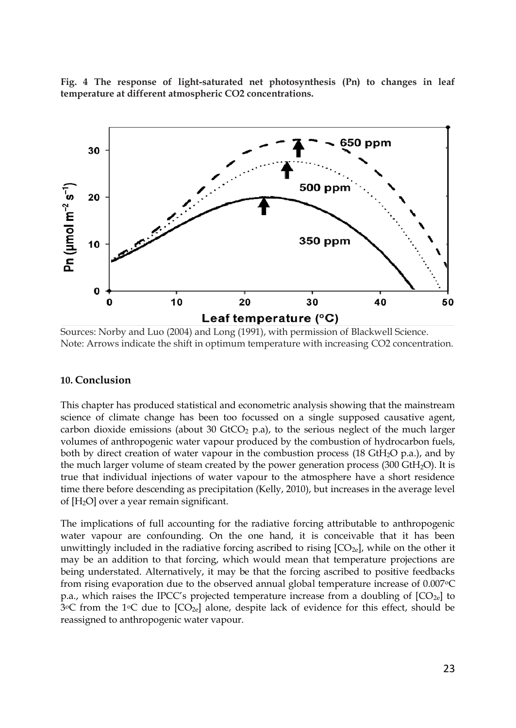**Fig. 4 The response of light-saturated net photosynthesis (Pn) to changes in leaf temperature at different atmospheric CO2 concentrations.**

Sources: Norby and Luo (2004) and Long (1991), with permission of Blackwell Science.
Note: Arrows indicate the shift in optimum temperature with increasing CO2 concentration.

## 10. Conclusion

This chapter has produced statistical and econometric analysis showing that the mainstream science of climate change has been too focussed on a single supposed causative agent, carbon dioxide emissions (about 30 $GtCO_2$ p.a), to the serious neglect of the much larger volumes of anthropogenic water vapour produced by the combustion of hydrocarbon fuels, both by direct creation of water vapour in the combustion process (18 $GtH_2O$ p.a.), and by the much larger volume of steam created by the power generation process (300 $GtH_2O$). It is true that individual injections of water vapour to the atmosphere have a short residence time there before descending as precipitation (Kelly, 2010), but increases in the average level of [$H_2O$] over a year remain significant.

The implications of full accounting for the radiative forcing attributable to anthropogenic water vapour are confounding. On the one hand, it is conceivable that it has been unwittingly included in the radiative forcing ascribed to rising [$CO_{2e}$], while on the other it may be an addition to that forcing, which would mean that temperature projections are being understated. Alternatively, it may be that the forcing ascribed to positive feedbacks from rising evaporation due to the observed annual global temperature increase of 0.007°C p.a., which raises the IPCC's projected temperature increase from a doubling of [$CO_{2e}$] to 3°C from the 1°C due to [$CO_{2e}$] alone, despite lack of evidence for this effect, should be reassigned to anthropogenic water vapour.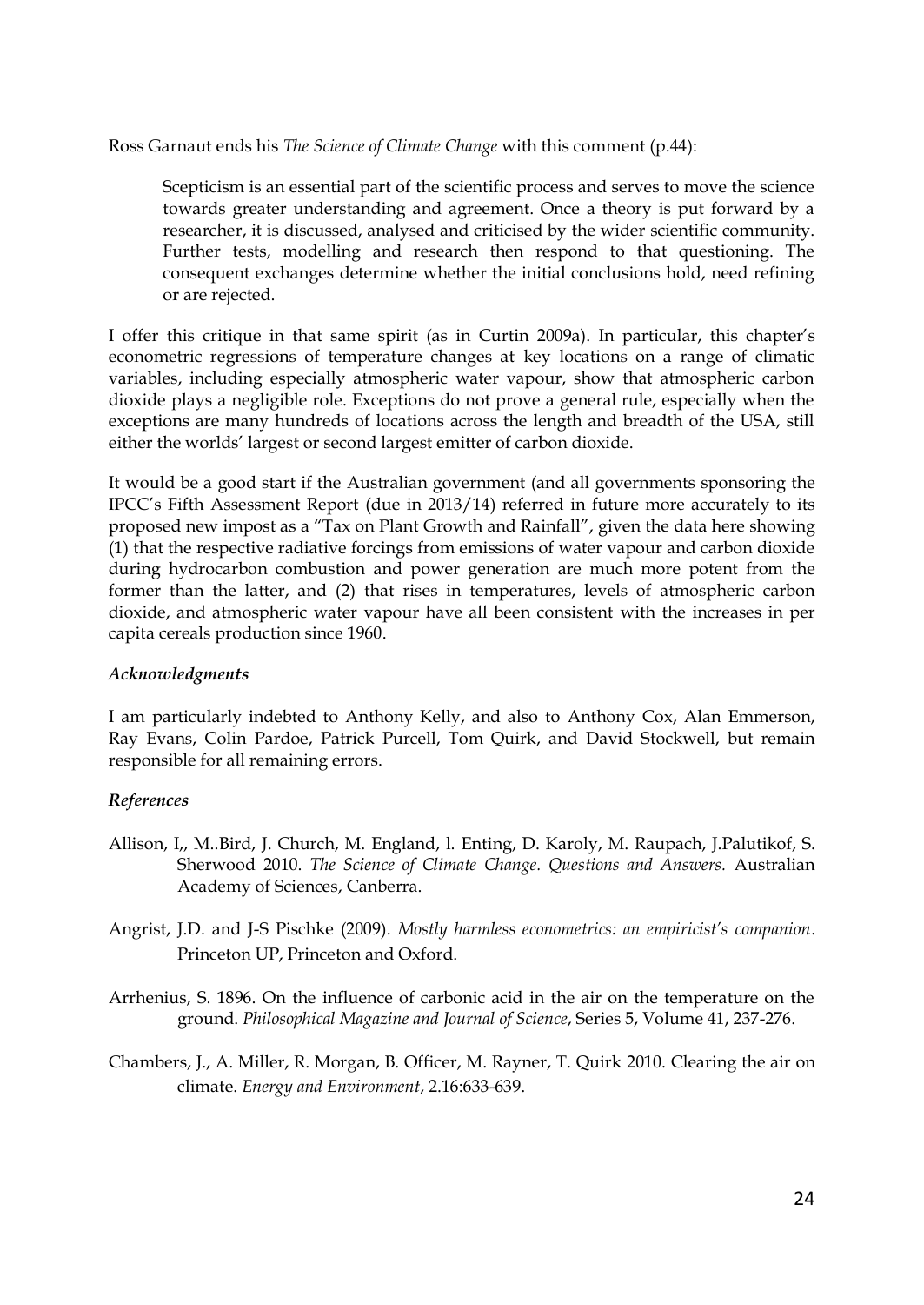Ross Garnaut ends his *The Science of Climate Change* with this comment (p.44):

> Scepticism is an essential part of the scientific process and serves to move the science towards greater understanding and agreement. Once a theory is put forward by a researcher, it is discussed, analysed and criticised by the wider scientific community. Further tests, modelling and research then respond to that questioning. The consequent exchanges determine whether the initial conclusions hold, need refining or are rejected.

I offer this critique in that same spirit (as in Curtin 2009a). In particular, this chapter's econometric regressions of temperature changes at key locations on a range of climatic variables, including especially atmospheric water vapour, show that atmospheric carbon dioxide plays a negligible role. Exceptions do not prove a general rule, especially when the exceptions are many hundreds of locations across the length and breadth of the USA, still either the worlds' largest or second largest emitter of carbon dioxide.

It would be a good start if the Australian government (and all governments sponsoring the IPCC's Fifth Assessment Report (due in 2013/14) referred in future more accurately to its proposed new impost as a "Tax on Plant Growth and Rainfall", given the data here showing (1) that the respective radiative forcings from emissions of water vapour and carbon dioxide during hydrocarbon combustion and power generation are much more potent from the former than the latter, and (2) that rises in temperatures, levels of atmospheric carbon dioxide, and atmospheric water vapour have all been consistent with the increases in per capita cereals production since 1960.

### *Acknowledgments*

I am particularly indebted to Anthony Kelly, and also to Anthony Cox, Alan Emmerson, Ray Evans, Colin Pardoe, Patrick Purcell, Tom Quirk, and David Stockwell, but remain responsible for all remaining errors.

### *References*

Allison, I,, M..Bird, J. Church, M. England, l. Enting, D. Karoly, M. Raupach, J.Palutikof, S. Sherwood 2010. *The Science of Climate Change. Questions and Answers.* Australian Academy of Sciences, Canberra.

Angrist, J.D. and J-S Pischke (2009). *Mostly harmless econometrics: an empiricist's companion*. Princeton UP, Princeton and Oxford.

Arrhenius, S. 1896. On the influence of carbonic acid in the air on the temperature on the ground. *Philosophical Magazine and Journal of Science*, Series 5, Volume 41, 237-276.

Chambers, J., A. Miller, R. Morgan, B. Officer, M. Rayner, T. Quirk 2010. Clearing the air on climate. *Energy and Environment*, 2.16:633-639.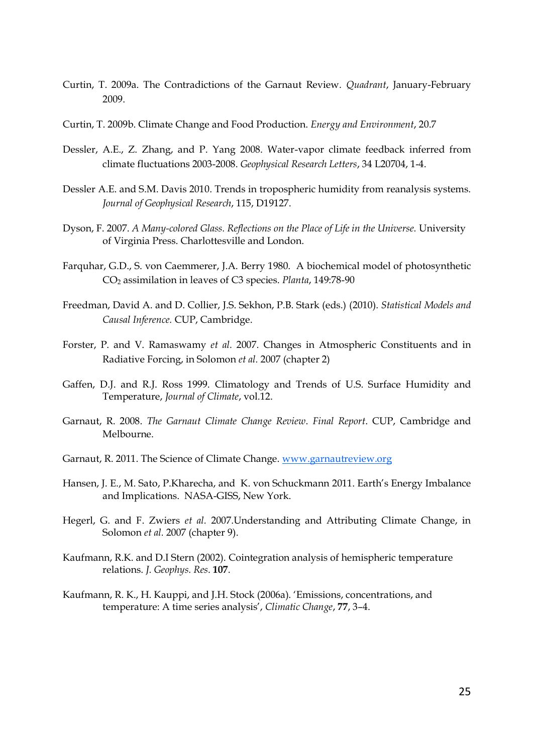Curtin, T. 2009a. The Contradictions of the Garnaut Review. *Quadrant*, January-February 2009.

Curtin, T. 2009b. Climate Change and Food Production. *Energy and Environment*, 20.7

Dessler, A.E., Z. Zhang, and P. Yang 2008. Water-vapor climate feedback inferred from climate fluctuations 2003-2008. *Geophysical Research Letters*, 34 L20704, 1-4.

Dessler A.E. and S.M. Davis 2010. Trends in tropospheric humidity from reanalysis systems. *Journal of Geophysical Research*, 115, D19127.

Dyson, F. 2007. *A Many-colored Glass. Reflections on the Place of Life in the Universe.* University of Virginia Press. Charlottesville and London.

Farquhar, G.D., S. von Caemmerer, J.A. Berry 1980. A biochemical model of photosynthetic $CO_2$ assimilation in leaves of C3 species. *Planta*, 149:78-90

Freedman, David A. and D. Collier, J.S. Sekhon, P.B. Stark (eds.) (2010). *Statistical Models and Causal Inference.* CUP, Cambridge.

Forster, P. and V. Ramaswamy *et al.* 2007. Changes in Atmospheric Constituents and in Radiative Forcing, in Solomon *et al.* 2007 (chapter 2)

Gaffen, D.J. and R.J. Ross 1999. Climatology and Trends of U.S. Surface Humidity and Temperature, *Journal of Climate*, vol.12.

Garnaut, R. 2008. *The Garnaut Climate Change Review*. *Final Report*. CUP, Cambridge and Melbourne.

Garnaut, R. 2011. The Science of Climate Change. www.garnautreview.org

Hansen, J. E., M. Sato, P.Kharecha, and K. von Schuckmann 2011. Earth's Energy Imbalance and Implications. NASA-GISS, New York.

Hegerl, G. and F. Zwiers *et al.* 2007.Understanding and Attributing Climate Change, in Solomon *et al.* 2007 (chapter 9).

Kaufmann, R.K. and D.I Stern (2002). Cointegration analysis of hemispheric temperature relations. *J. Geophys. Res*. **107**.

Kaufmann, R. K., H. Kauppi, and J.H. Stock (2006a). 'Emissions, concentrations, and temperature: A time series analysis', *Climatic Change*, **77**, 3–4.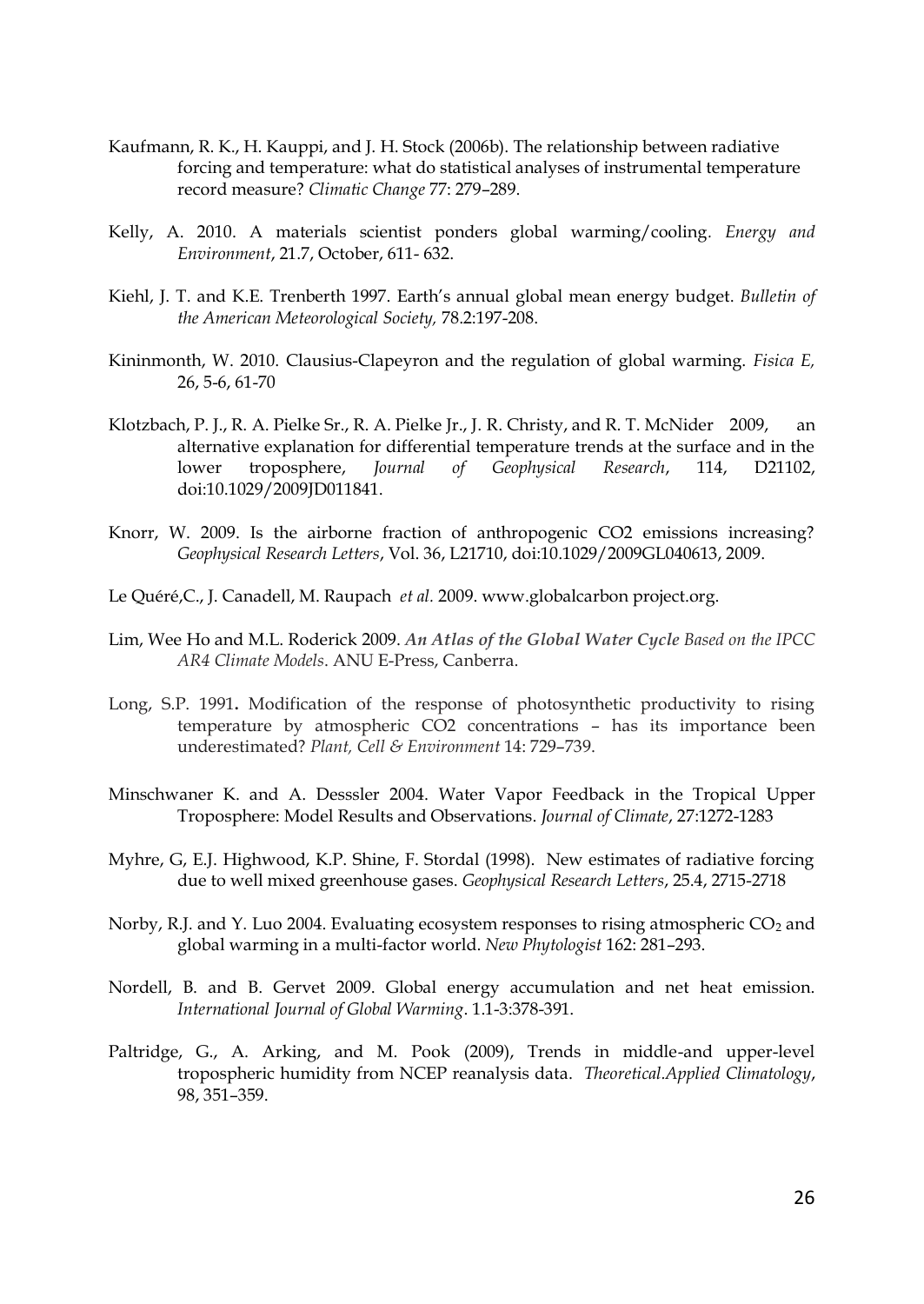Kaufmann, R. K., H. Kauppi, and J. H. Stock (2006b). The relationship between radiative forcing and temperature: what do statistical analyses of instrumental temperature record measure? *Climatic Change* 77: 279–289.

Kelly, A. 2010. A materials scientist ponders global warming/cooling. *Energy and Environment*, 21.7, October, 611- 632.

Kiehl, J. T. and K.E. Trenberth 1997. Earth's annual global mean energy budget. *Bulletin of the American Meteorological Society,* 78.2:197-208.

Kininmonth, W. 2010. Clausius-Clapeyron and the regulation of global warming. *Fisica E,* 26, 5-6, 61-70

Klotzbach, P. J., R. A. Pielke Sr., R. A. Pielke Jr., J. R. Christy, and R. T. McNider 2009, an alternative explanation for differential temperature trends at the surface and in the lower troposphere, *Journal of Geophysical Research*, 114, D21102, doi:10.1029/2009JD011841.

Knorr, W. 2009. Is the airborne fraction of anthropogenic CO2 emissions increasing? *Geophysical Research Letters*, Vol. 36, L21710, doi:10.1029/2009GL040613, 2009.

Le Quéré,C., J. Canadell, M. Raupach *et al.* 2009. www.globalcarbon project.org.

Lim, Wee Ho and M.L. Roderick 2009. ***An Atlas of the Global Water Cycle*** *Based on the IPCC AR4 Climate Models*. ANU E-Press, Canberra.

Long, S.P. 1991**.** Modification of the response of photosynthetic productivity to rising temperature by atmospheric CO2 concentrations – has its importance been underestimated? *Plant, Cell & Environment* 14: 729–739.

Minschwaner K. and A. Desssler 2004. Water Vapor Feedback in the Tropical Upper Troposphere: Model Results and Observations. *Journal of Climate*, 27:1272-1283

Myhre, G, E.J. Highwood, K.P. Shine, F. Stordal (1998). New estimates of radiative forcing due to well mixed greenhouse gases. *Geophysical Research Letters*, 25.4, 2715-2718

Norby, R.J. and Y. Luo 2004. Evaluating ecosystem responses to rising atmospheric $CO_2$ and global warming in a multi-factor world. *New Phytologist* 162: 281–293.

Nordell, B. and B. Gervet 2009. Global energy accumulation and net heat emission. *International Journal of Global Warming*. 1.1-3:378-391.

Paltridge, G., A. Arking, and M. Pook (2009), Trends in middle-and upper-level tropospheric humidity from NCEP reanalysis data. *Theoretical.Applied Climatology*, 98, 351–359.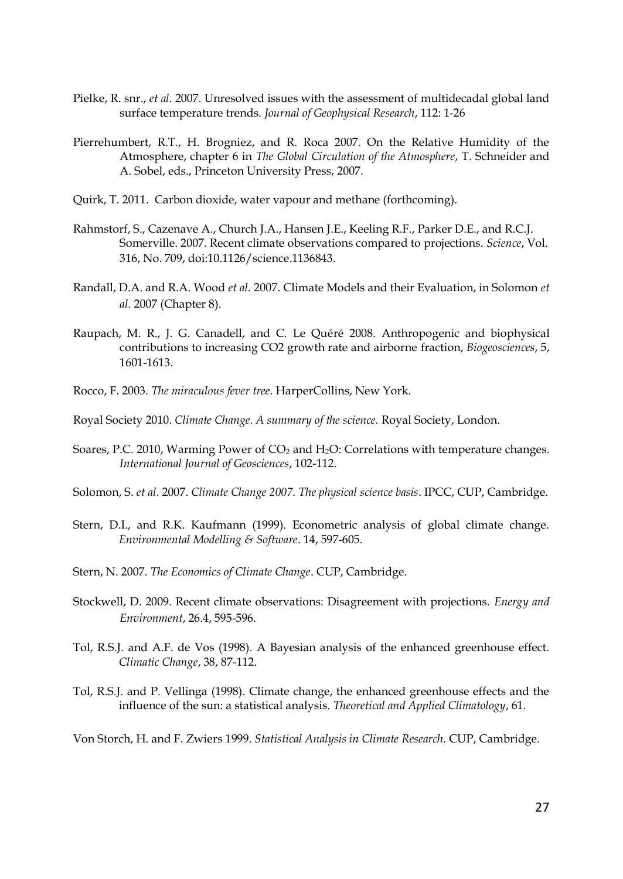Pielke, R. snr., *et al.* 2007. Unresolved issues with the assessment of multidecadal global land surface temperature trends. *Journal of Geophysical Research*, 112: 1-26

Pierrehumbert, R.T., H. Brogniez, and R. Roca 2007. On the Relative Humidity of the Atmosphere, chapter 6 in *The Global Circulation of the Atmosphere*, T. Schneider and A. Sobel, eds., Princeton University Press, 2007.

Quirk, T. 2011. Carbon dioxide, water vapour and methane (forthcoming).

Rahmstorf, S., Cazenave A., Church J.A., Hansen J.E., Keeling R.F., Parker D.E., and R.C.J. Somerville. 2007. Recent climate observations compared to projections. *Science*, Vol. 316, No. 709, doi:10.1126/science.1136843.

Randall, D.A. and R.A. Wood *et al.* 2007. Climate Models and their Evaluation, in Solomon *et al.* 2007 (Chapter 8).

Raupach, M. R., J. G. Canadell, and C. Le Quéré 2008. Anthropogenic and biophysical contributions to increasing CO2 growth rate and airborne fraction, *Biogeosciences*, 5, 1601-1613.

Rocco, F. 2003. *The miraculous fever tree*. HarperCollins, New York.

Royal Society 2010. *Climate Change. A summary of the science.* Royal Society, London.

Soares, P.C. 2010, Warming Power of $CO_2$ and $H_2O$: Correlations with temperature changes. *International Journal of Geosciences*, 102-112.

Solomon, S. *et al.* 2007. *Climate Change 2007. The physical science basis*. IPCC, CUP, Cambridge.

Stern, D.I., and R.K. Kaufmann (1999). Econometric analysis of global climate change. *Environmental Modelling & Software*. 14, 597-605.

Stern, N. 2007. *The Economics of Climate Change*. CUP, Cambridge.

Stockwell, D. 2009. Recent climate observations: Disagreement with projections. *Energy and Environment*, 26.4, 595-596.

Tol, R.S.J. and A.F. de Vos (1998). A Bayesian analysis of the enhanced greenhouse effect. *Climatic Change*, 38, 87-112.

Tol, R.S.J. and P. Vellinga (1998). Climate change, the enhanced greenhouse effects and the influence of the sun: a statistical analysis. *Theoretical and Applied Climatology*, 61.

Von Storch, H. and F. Zwiers 1999. *Statistical Analysis in Climate Research*. CUP, Cambridge.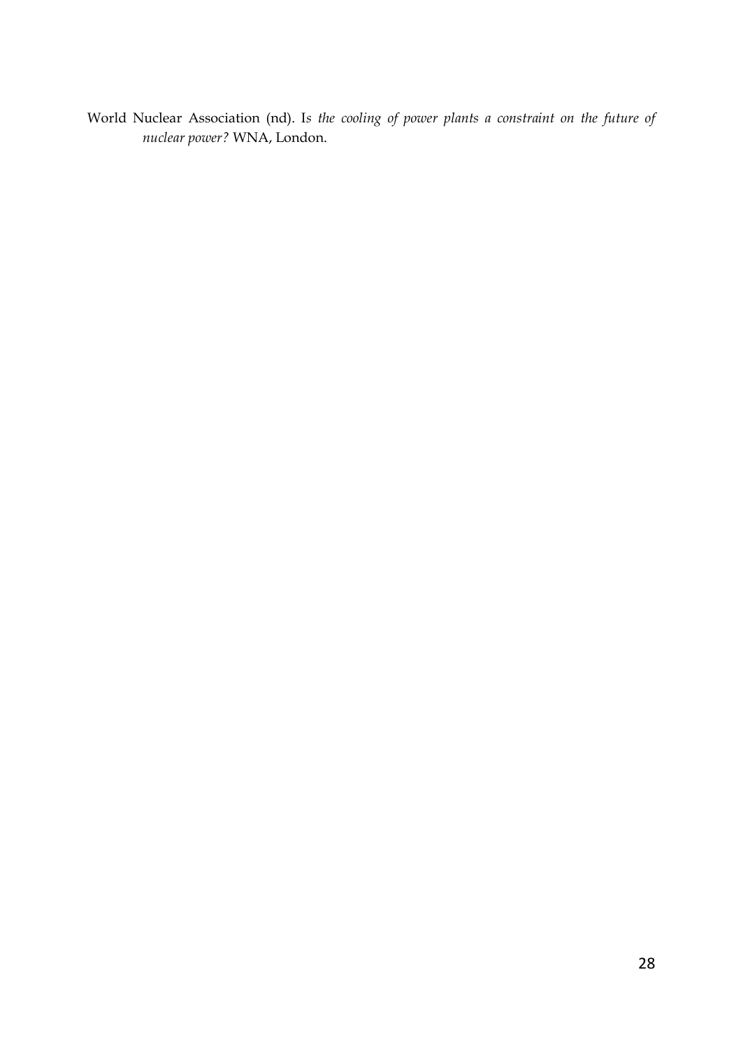World Nuclear Association (nd). I*s the cooling of power plants a constraint on the future of nuclear power?* WNA, London.